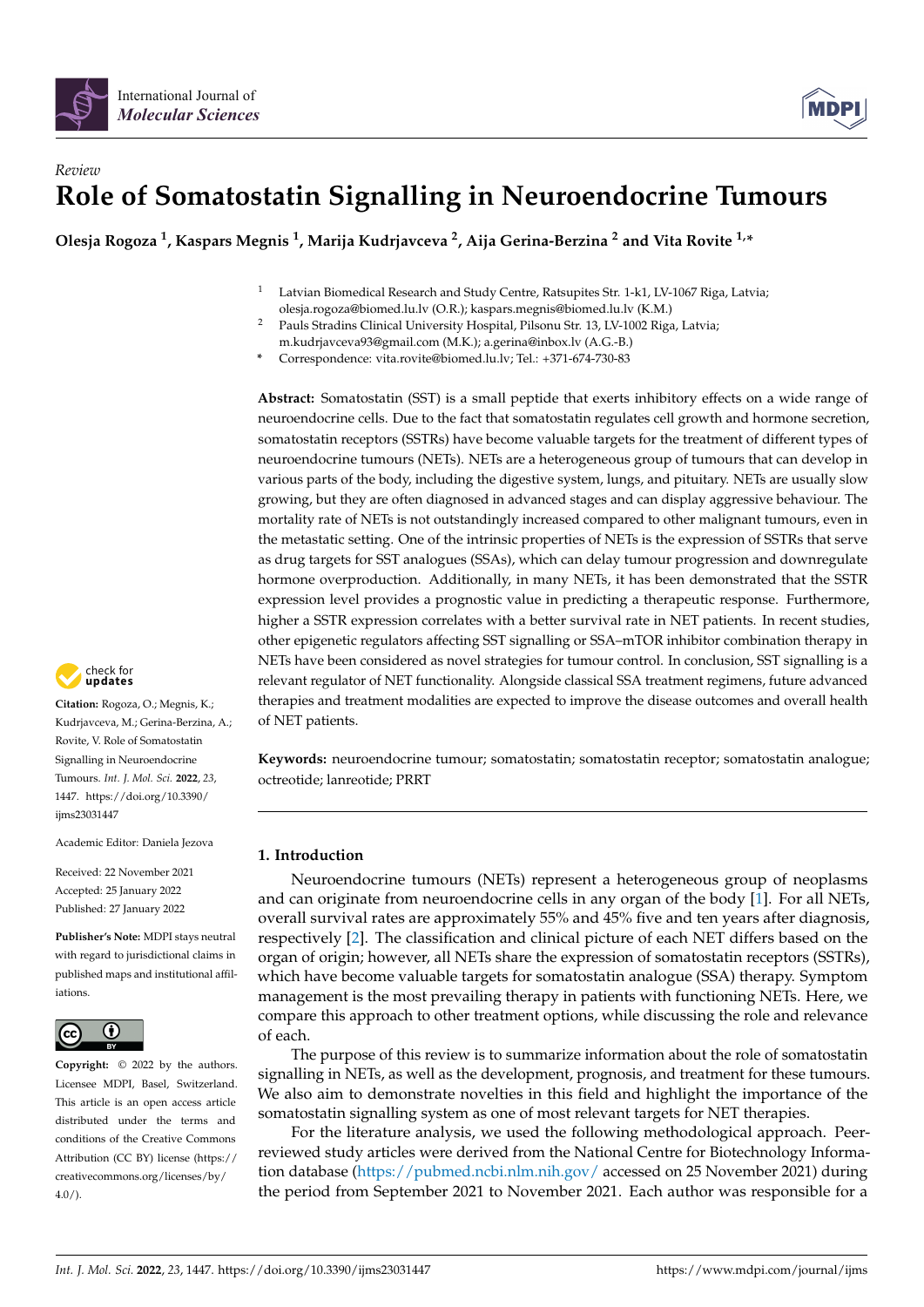Review

# Role of Somatostatin Signalling in Neuroendocrine Tumours

**Olesja Rogoza [1], Kaspars Megnis [1], Marija Kudrjavceva [2], Aija Gerina-Berzina [2] and Vita Rovite [1,*]**

[1] Latvian Biomedical Research and Study Centre, Ratsupites Str. 1-k1, LV-1067 Riga, Latvia; olesja.rogoza@biomed.lu.lv (O.R.); kaspars.megnis@biomed.lu.lv (K.M.)

[2] Pauls Stradins Clinical University Hospital, Pilsonu Str. 13, LV-1002 Riga, Latvia; m.kudrjavceva93@gmail.com (M.K.); a.gerina@inbox.lv (A.G.-B.)

[*] Correspondence: vita.rovite@biomed.lu.lv; Tel.: +371-674-730-83

**Abstract:** Somatostatin (SST) is a small peptide that exerts inhibitory effects on a wide range of neuroendocrine cells. Due to the fact that somatostatin regulates cell growth and hormone secretion, somatostatin receptors (SSTRs) have become valuable targets for the treatment of different types of neuroendocrine tumours (NETs). NETs are a heterogeneous group of tumours that can develop in various parts of the body, including the digestive system, lungs, and pituitary. NETs are usually slow growing, but they are often diagnosed in advanced stages and can display aggressive behaviour. The mortality rate of NETs is not outstandingly increased compared to other malignant tumours, even in the metastatic setting. One of the intrinsic properties of NETs is the expression of SSTRs that serve as drug targets for SST analogues (SSAs), which can delay tumour progression and downregulate hormone overproduction. Additionally, in many NETs, it has been demonstrated that the SSTR expression level provides a prognostic value in predicting a therapeutic response. Furthermore, higher a SSTR expression correlates with a better survival rate in NET patients. In recent studies, other epigenetic regulators affecting SST signalling or SSA–mTOR inhibitor combination therapy in NETs have been considered as novel strategies for tumour control. In conclusion, SST signalling is a relevant regulator of NET functionality. Alongside classical SSA treatment regimens, future advanced therapies and treatment modalities are expected to improve the disease outcomes and overall health of NET patients.

**Keywords:** neuroendocrine tumour; somatostatin; somatostatin receptor; somatostatin analogue; octreotide; lanreotide; PRRT

**Citation:** Rogoza, O.; Megnis, K.; Kudrjavceva, M.; Gerina-Berzina, A.; Rovite, V. Role of Somatostatin Signalling in Neuroendocrine Tumours. *Int. J. Mol. Sci.* **2022**, *23*, 1447. https://doi.org/10.3390/ijms23031447

Academic Editor: Daniela Jezova

Received: 22 November 2021
Accepted: 25 January 2022
Published: 27 January 2022

**Publisher's Note:** MDPI stays neutral with regard to jurisdictional claims in published maps and institutional affiliations.

**Copyright:** © 2022 by the authors. Licensee MDPI, Basel, Switzerland. This article is an open access article distributed under the terms and conditions of the Creative Commons Attribution (CC BY) license (https://creativecommons.org/licenses/by/4.0/).

## 1. Introduction

Neuroendocrine tumours (NETs) represent a heterogeneous group of neoplasms and can originate from neuroendocrine cells in any organ of the body [1]. For all NETs, overall survival rates are approximately 55% and 45% five and ten years after diagnosis, respectively [2]. The classification and clinical picture of each NET differs based on the organ of origin; however, all NETs share the expression of somatostatin receptors (SSTRs), which have become valuable targets for somatostatin analogue (SSA) therapy. Symptom management is the most prevailing therapy in patients with functioning NETs. Here, we compare this approach to other treatment options, while discussing the role and relevance of each.

The purpose of this review is to summarize information about the role of somatostatin signalling in NETs, as well as the development, prognosis, and treatment for these tumours. We also aim to demonstrate novelties in this field and highlight the importance of the somatostatin signalling system as one of most relevant targets for NET therapies.

For the literature analysis, we used the following methodological approach. Peer-reviewed study articles were derived from the National Centre for Biotechnology Information database (https://pubmed.ncbi.nlm.nih.gov/ accessed on 25 November 2021) during the period from September 2021 to November 2021. Each author was responsible for a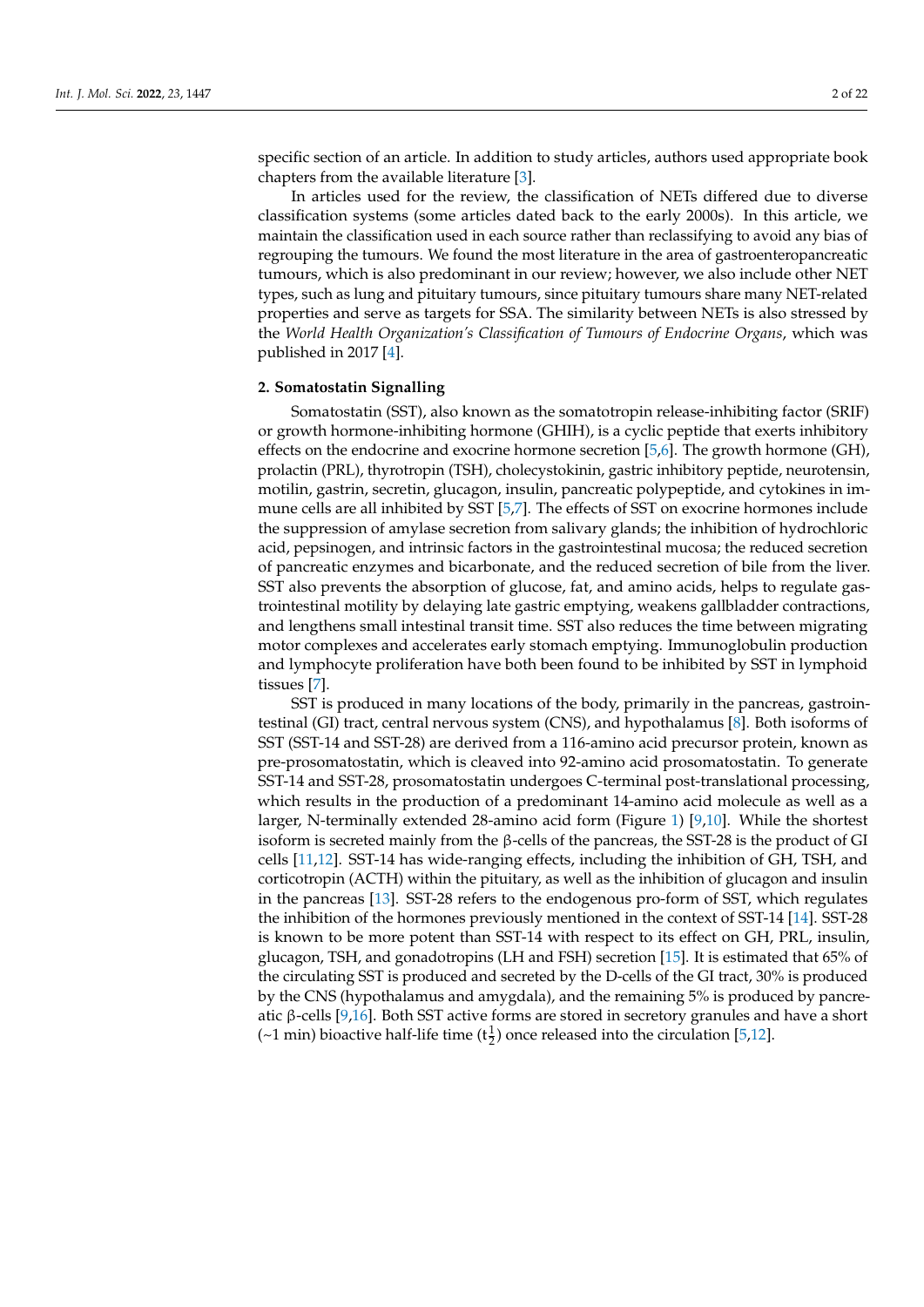specific section of an article. In addition to study articles, authors used appropriate book chapters from the available literature [3].

In articles used for the review, the classification of NETs differed due to diverse classification systems (some articles dated back to the early 2000s). In this article, we maintain the classification used in each source rather than reclassifying to avoid any bias of regrouping the tumours. We found the most literature in the area of gastroenteropancreatic tumours, which is also predominant in our review; however, we also include other NET types, such as lung and pituitary tumours, since pituitary tumours share many NET-related properties and serve as targets for SSA. The similarity between NETs is also stressed by the *World Health Organization's Classification of Tumours of Endocrine Organs*, which was published in 2017 [4].

## 2. Somatostatin Signalling

Somatostatin (SST), also known as the somatotropin release-inhibiting factor (SRIF) or growth hormone-inhibiting hormone (GHIH), is a cyclic peptide that exerts inhibitory effects on the endocrine and exocrine hormone secretion [5,6]. The growth hormone (GH), prolactin (PRL), thyrotropin (TSH), cholecystokinin, gastric inhibitory peptide, neurotensin, motilin, gastrin, secretin, glucagon, insulin, pancreatic polypeptide, and cytokines in immune cells are all inhibited by SST [5,7]. The effects of SST on exocrine hormones include the suppression of amylase secretion from salivary glands; the inhibition of hydrochloric acid, pepsinogen, and intrinsic factors in the gastrointestinal mucosa; the reduced secretion of pancreatic enzymes and bicarbonate, and the reduced secretion of bile from the liver. SST also prevents the absorption of glucose, fat, and amino acids, helps to regulate gastrointestinal motility by delaying late gastric emptying, weakens gallbladder contractions, and lengthens small intestinal transit time. SST also reduces the time between migrating motor complexes and accelerates early stomach emptying. Immunoglobulin production and lymphocyte proliferation have both been found to be inhibited by SST in lymphoid tissues [7].

SST is produced in many locations of the body, primarily in the pancreas, gastrointestinal (GI) tract, central nervous system (CNS), and hypothalamus [8]. Both isoforms of SST (SST-14 and SST-28) are derived from a 116-amino acid precursor protein, known as pre-prosomatostatin, which is cleaved into 92-amino acid prosomatostatin. To generate SST-14 and SST-28, prosomatostatin undergoes C-terminal post-translational processing, which results in the production of a predominant 14-amino acid molecule as well as a larger, N-terminally extended 28-amino acid form (Figure 1) [9,10]. While the shortest isoform is secreted mainly from the β-cells of the pancreas, the SST-28 is the product of GI cells [11,12]. SST-14 has wide-ranging effects, including the inhibition of GH, TSH, and corticotropin (ACTH) within the pituitary, as well as the inhibition of glucagon and insulin in the pancreas [13]. SST-28 refers to the endogenous pro-form of SST, which regulates the inhibition of the hormones previously mentioned in the context of SST-14 [14]. SST-28 is known to be more potent than SST-14 with respect to its effect on GH, PRL, insulin, glucagon, TSH, and gonadotropins (LH and FSH) secretion [15]. It is estimated that 65% of the circulating SST is produced and secreted by the D-cells of the GI tract, 30% is produced by the CNS (hypothalamus and amygdala), and the remaining 5% is produced by pancreatic β-cells [9,16]. Both SST active forms are stored in secretory granules and have a short (~1 min) bioactive half-life time ($t_{\frac{1}{2}}$) once released into the circulation [5,12].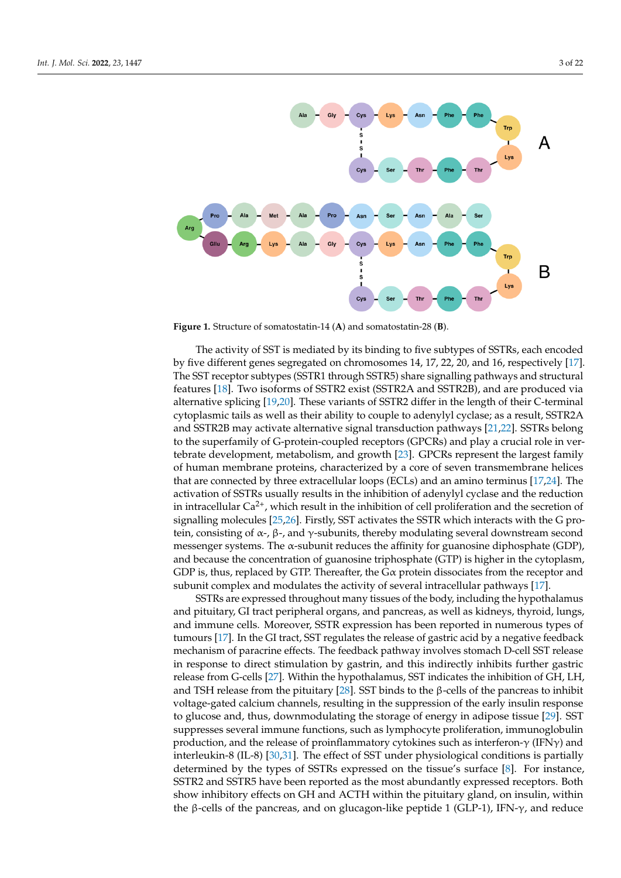**Figure 1.** Structure of somatostatin-14 (**A**) and somatostatin-28 (**B**).

The activity of SST is mediated by its binding to five subtypes of SSTRs, each encoded by five different genes segregated on chromosomes 14, 17, 22, 20, and 16, respectively [17]. The SST receptor subtypes (SSTR1 through SSTR5) share signalling pathways and structural features [18]. Two isoforms of SSTR2 exist (SSTR2A and SSTR2B), and are produced via alternative splicing [19,20]. These variants of SSTR2 differ in the length of their C-terminal cytoplasmic tails as well as their ability to couple to adenylyl cyclase; as a result, SSTR2A and SSTR2B may activate alternative signal transduction pathways [21,22]. SSTRs belong to the superfamily of G-protein-coupled receptors (GPCRs) and play a crucial role in vertebrate development, metabolism, and growth [23]. GPCRs represent the largest family of human membrane proteins, characterized by a core of seven transmembrane helices that are connected by three extracellular loops (ECLs) and an amino terminus [17,24]. The activation of SSTRs usually results in the inhibition of adenylyl cyclase and the reduction in intracellular $Ca^{2+}$, which result in the inhibition of cell proliferation and the secretion of signalling molecules [25,26]. Firstly, SST activates the SSTR which interacts with the G protein, consisting of α-, β-, and γ-subunits, thereby modulating several downstream second messenger systems. The α-subunit reduces the affinity for guanosine diphosphate (GDP), and because the concentration of guanosine triphosphate (GTP) is higher in the cytoplasm, GDP is, thus, replaced by GTP. Thereafter, the Gα protein dissociates from the receptor and subunit complex and modulates the activity of several intracellular pathways [17].

SSTRs are expressed throughout many tissues of the body, including the hypothalamus and pituitary, GI tract peripheral organs, and pancreas, as well as kidneys, thyroid, lungs, and immune cells. Moreover, SSTR expression has been reported in numerous types of tumours [17]. In the GI tract, SST regulates the release of gastric acid by a negative feedback mechanism of paracrine effects. The feedback pathway involves stomach D-cell SST release in response to direct stimulation by gastrin, and this indirectly inhibits further gastric release from G-cells [27]. Within the hypothalamus, SST indicates the inhibition of GH, LH, and TSH release from the pituitary [28]. SST binds to the β-cells of the pancreas to inhibit voltage-gated calcium channels, resulting in the suppression of the early insulin response to glucose and, thus, downmodulating the storage of energy in adipose tissue [29]. SST suppresses several immune functions, such as lymphocyte proliferation, immunoglobulin production, and the release of proinflammatory cytokines such as interferon-γ (IFNγ) and interleukin-8 (IL-8) [30,31]. The effect of SST under physiological conditions is partially determined by the types of SSTRs expressed on the tissue's surface [8]. For instance, SSTR2 and SSTR5 have been reported as the most abundantly expressed receptors. Both show inhibitory effects on GH and ACTH within the pituitary gland, on insulin, within the β-cells of the pancreas, and on glucagon-like peptide 1 (GLP-1), IFN-γ, and reduce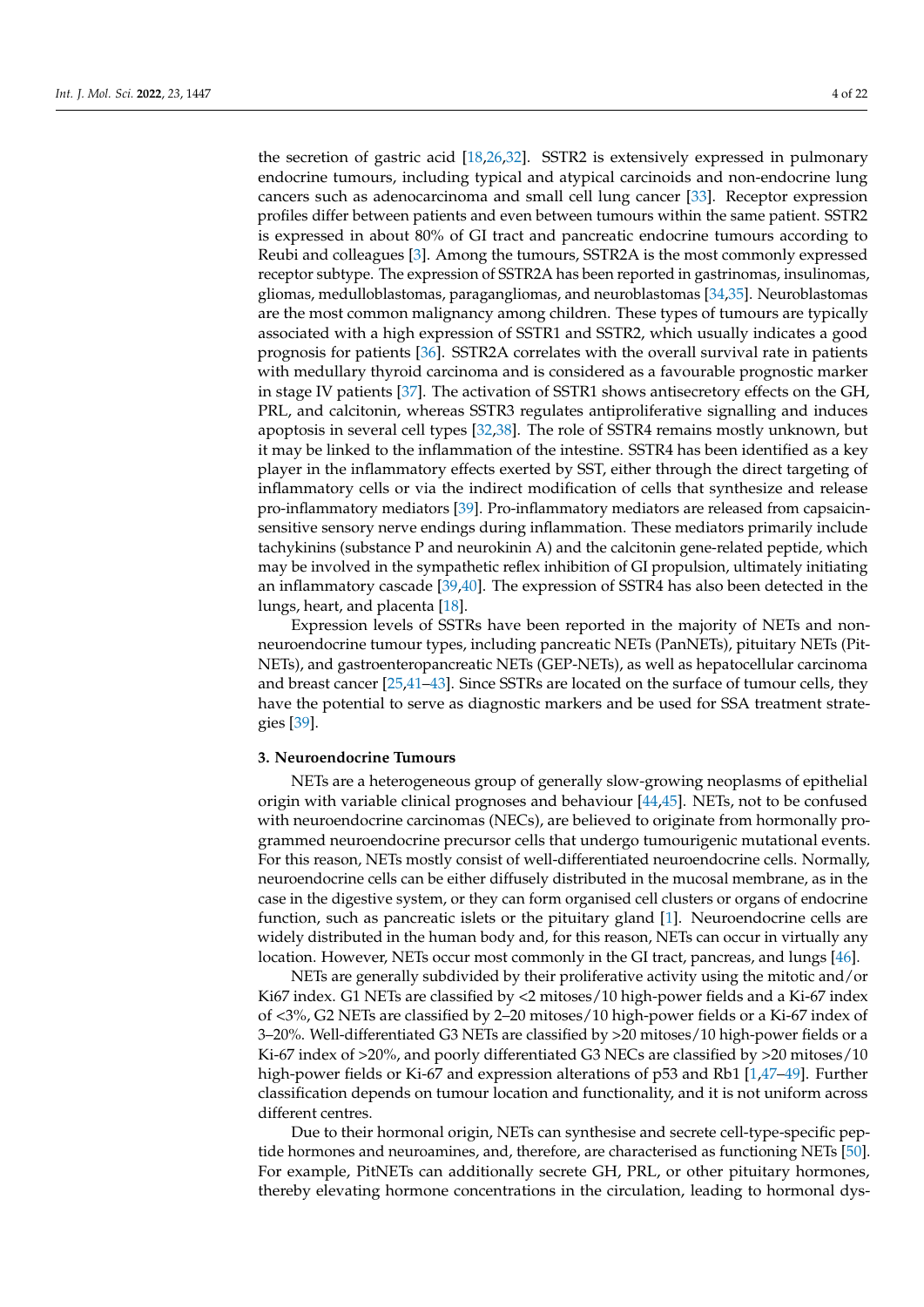the secretion of gastric acid [18,26,32]. SSTR2 is extensively expressed in pulmonary endocrine tumours, including typical and atypical carcinoids and non-endocrine lung cancers such as adenocarcinoma and small cell lung cancer [33]. Receptor expression profiles differ between patients and even between tumours within the same patient. SSTR2 is expressed in about 80% of GI tract and pancreatic endocrine tumours according to Reubi and colleagues [3]. Among the tumours, SSTR2A is the most commonly expressed receptor subtype. The expression of SSTR2A has been reported in gastrinomas, insulinomas, gliomas, medulloblastomas, paragangliomas, and neuroblastomas [34,35]. Neuroblastomas are the most common malignancy among children. These types of tumours are typically associated with a high expression of SSTR1 and SSTR2, which usually indicates a good prognosis for patients [36]. SSTR2A correlates with the overall survival rate in patients with medullary thyroid carcinoma and is considered as a favourable prognostic marker in stage IV patients [37]. The activation of SSTR1 shows antisecretory effects on the GH, PRL, and calcitonin, whereas SSTR3 regulates antiproliferative signalling and induces apoptosis in several cell types [32,38]. The role of SSTR4 remains mostly unknown, but it may be linked to the inflammation of the intestine. SSTR4 has been identified as a key player in the inflammatory effects exerted by SST, either through the direct targeting of inflammatory cells or via the indirect modification of cells that synthesize and release pro-inflammatory mediators [39]. Pro-inflammatory mediators are released from capsaicin-sensitive sensory nerve endings during inflammation. These mediators primarily include tachykinins (substance P and neurokinin A) and the calcitonin gene-related peptide, which may be involved in the sympathetic reflex inhibition of GI propulsion, ultimately initiating an inflammatory cascade [39,40]. The expression of SSTR4 has also been detected in the lungs, heart, and placenta [18].

Expression levels of SSTRs have been reported in the majority of NETs and non-neuroendocrine tumour types, including pancreatic NETs (PanNETs), pituitary NETs (PitNETs), and gastroenteropancreatic NETs (GEP-NETs), as well as hepatocellular carcinoma and breast cancer [25,41–43]. Since SSTRs are located on the surface of tumour cells, they have the potential to serve as diagnostic markers and be used for SSA treatment strategies [39].

## 3. Neuroendocrine Tumours

NETs are a heterogeneous group of generally slow-growing neoplasms of epithelial origin with variable clinical prognoses and behaviour [44,45]. NETs, not to be confused with neuroendocrine carcinomas (NECs), are believed to originate from hormonally programmed neuroendocrine precursor cells that undergo tumourigenic mutational events. For this reason, NETs mostly consist of well-differentiated neuroendocrine cells. Normally, neuroendocrine cells can be either diffusely distributed in the mucosal membrane, as in the case in the digestive system, or they can form organised cell clusters or organs of endocrine function, such as pancreatic islets or the pituitary gland [1]. Neuroendocrine cells are widely distributed in the human body and, for this reason, NETs can occur in virtually any location. However, NETs occur most commonly in the GI tract, pancreas, and lungs [46].

NETs are generally subdivided by their proliferative activity using the mitotic and/or Ki67 index. G1 NETs are classified by <2 mitoses/10 high-power fields and a Ki-67 index of <3%, G2 NETs are classified by 2–20 mitoses/10 high-power fields or a Ki-67 index of 3–20%. Well-differentiated G3 NETs are classified by >20 mitoses/10 high-power fields or a Ki-67 index of >20%, and poorly differentiated G3 NECs are classified by >20 mitoses/10 high-power fields or Ki-67 and expression alterations of p53 and Rb1 [1,47–49]. Further classification depends on tumour location and functionality, and it is not uniform across different centres.

Due to their hormonal origin, NETs can synthesise and secrete cell-type-specific peptide hormones and neuroamines, and, therefore, are characterised as functioning NETs [50]. For example, PitNETs can additionally secrete GH, PRL, or other pituitary hormones, thereby elevating hormone concentrations in the circulation, leading to hormonal dys-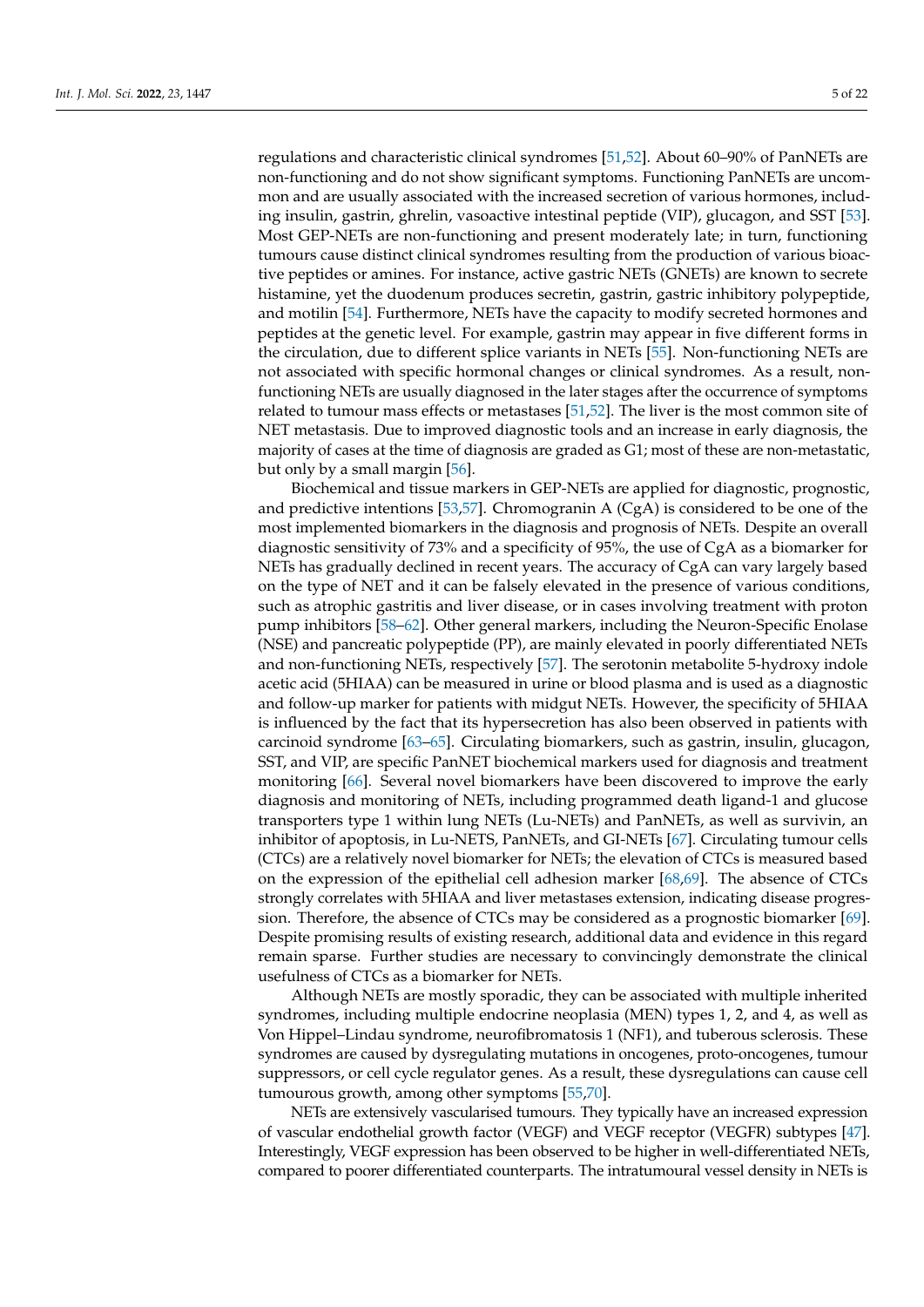regulations and characteristic clinical syndromes [51,52]. About 60–90% of PanNETs are non-functioning and do not show significant symptoms. Functioning PanNETs are uncommon and are usually associated with the increased secretion of various hormones, including insulin, gastrin, ghrelin, vasoactive intestinal peptide (VIP), glucagon, and SST [53]. Most GEP-NETs are non-functioning and present moderately late; in turn, functioning tumours cause distinct clinical syndromes resulting from the production of various bioactive peptides or amines. For instance, active gastric NETs (GNETs) are known to secrete histamine, yet the duodenum produces secretin, gastrin, gastric inhibitory polypeptide, and motilin [54]. Furthermore, NETs have the capacity to modify secreted hormones and peptides at the genetic level. For example, gastrin may appear in five different forms in the circulation, due to different splice variants in NETs [55]. Non-functioning NETs are not associated with specific hormonal changes or clinical syndromes. As a result, non-functioning NETs are usually diagnosed in the later stages after the occurrence of symptoms related to tumour mass effects or metastases [51,52]. The liver is the most common site of NET metastasis. Due to improved diagnostic tools and an increase in early diagnosis, the majority of cases at the time of diagnosis are graded as G1; most of these are non-metastatic, but only by a small margin [56].

Biochemical and tissue markers in GEP-NETs are applied for diagnostic, prognostic, and predictive intentions [53,57]. Chromogranin A (CgA) is considered to be one of the most implemented biomarkers in the diagnosis and prognosis of NETs. Despite an overall diagnostic sensitivity of 73% and a specificity of 95%, the use of CgA as a biomarker for NETs has gradually declined in recent years. The accuracy of CgA can vary largely based on the type of NET and it can be falsely elevated in the presence of various conditions, such as atrophic gastritis and liver disease, or in cases involving treatment with proton pump inhibitors [58–62]. Other general markers, including the Neuron-Specific Enolase (NSE) and pancreatic polypeptide (PP), are mainly elevated in poorly differentiated NETs and non-functioning NETs, respectively [57]. The serotonin metabolite 5-hydroxy indole acetic acid (5HIAA) can be measured in urine or blood plasma and is used as a diagnostic and follow-up marker for patients with midgut NETs. However, the specificity of 5HIAA is influenced by the fact that its hypersecretion has also been observed in patients with carcinoid syndrome [63–65]. Circulating biomarkers, such as gastrin, insulin, glucagon, SST, and VIP, are specific PanNET biochemical markers used for diagnosis and treatment monitoring [66]. Several novel biomarkers have been discovered to improve the early diagnosis and monitoring of NETs, including programmed death ligand-1 and glucose transporters type 1 within lung NETs (Lu-NETs) and PanNETs, as well as survivin, an inhibitor of apoptosis, in Lu-NETS, PanNETs, and GI-NETs [67]. Circulating tumour cells (CTCs) are a relatively novel biomarker for NETs; the elevation of CTCs is measured based on the expression of the epithelial cell adhesion marker [68,69]. The absence of CTCs strongly correlates with 5HIAA and liver metastases extension, indicating disease progression. Therefore, the absence of CTCs may be considered as a prognostic biomarker [69]. Despite promising results of existing research, additional data and evidence in this regard remain sparse. Further studies are necessary to convincingly demonstrate the clinical usefulness of CTCs as a biomarker for NETs.

Although NETs are mostly sporadic, they can be associated with multiple inherited syndromes, including multiple endocrine neoplasia (MEN) types 1, 2, and 4, as well as Von Hippel–Lindau syndrome, neurofibromatosis 1 (NF1), and tuberous sclerosis. These syndromes are caused by dysregulating mutations in oncogenes, proto-oncogenes, tumour suppressors, or cell cycle regulator genes. As a result, these dysregulations can cause cell tumourous growth, among other symptoms [55,70].

NETs are extensively vascularised tumours. They typically have an increased expression of vascular endothelial growth factor (VEGF) and VEGF receptor (VEGFR) subtypes [47]. Interestingly, VEGF expression has been observed to be higher in well-differentiated NETs, compared to poorer differentiated counterparts. The intratumoural vessel density in NETs is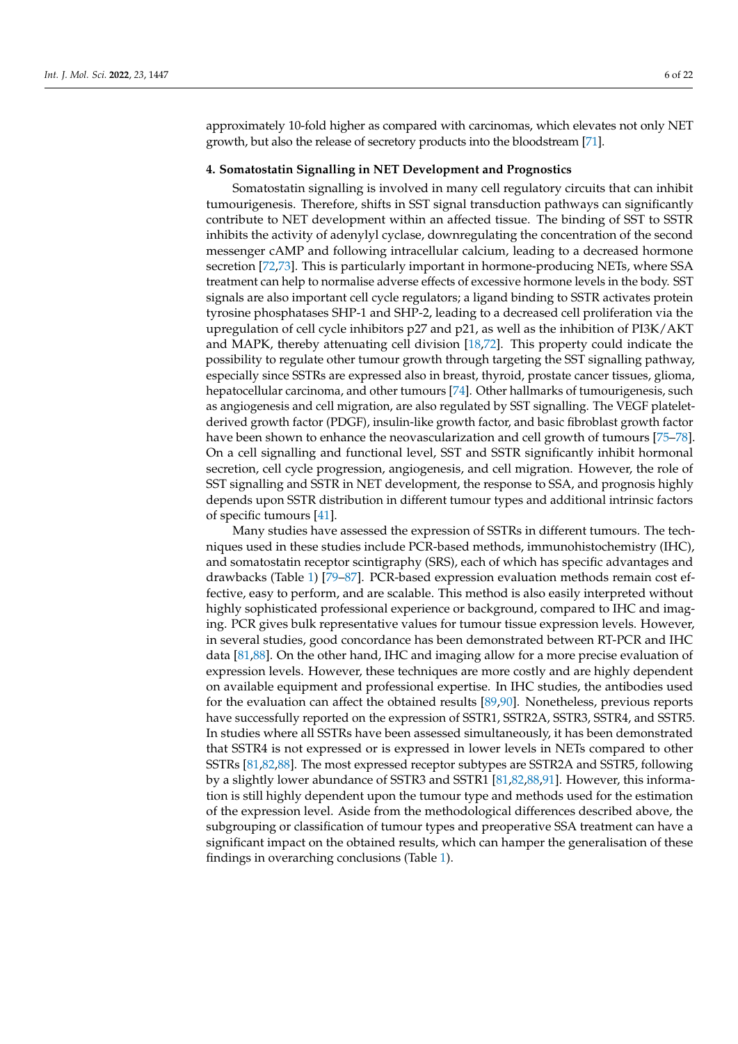approximately 10-fold higher as compared with carcinomas, which elevates not only NET growth, but also the release of secretory products into the bloodstream [71].

## 4. Somatostatin Signalling in NET Development and Prognostics

Somatostatin signalling is involved in many cell regulatory circuits that can inhibit tumourigenesis. Therefore, shifts in SST signal transduction pathways can significantly contribute to NET development within an affected tissue. The binding of SST to SSTR inhibits the activity of adenylyl cyclase, downregulating the concentration of the second messenger cAMP and following intracellular calcium, leading to a decreased hormone secretion [72,73]. This is particularly important in hormone-producing NETs, where SSA treatment can help to normalise adverse effects of excessive hormone levels in the body. SST signals are also important cell cycle regulators; a ligand binding to SSTR activates protein tyrosine phosphatases SHP-1 and SHP-2, leading to a decreased cell proliferation via the upregulation of cell cycle inhibitors p27 and p21, as well as the inhibition of PI3K/AKT and MAPK, thereby attenuating cell division [18,72]. This property could indicate the possibility to regulate other tumour growth through targeting the SST signalling pathway, especially since SSTRs are expressed also in breast, thyroid, prostate cancer tissues, glioma, hepatocellular carcinoma, and other tumours [74]. Other hallmarks of tumourigenesis, such as angiogenesis and cell migration, are also regulated by SST signalling. The VEGF platelet-derived growth factor (PDGF), insulin-like growth factor, and basic fibroblast growth factor have been shown to enhance the neovascularization and cell growth of tumours [75–78]. On a cell signalling and functional level, SST and SSTR significantly inhibit hormonal secretion, cell cycle progression, angiogenesis, and cell migration. However, the role of SST signalling and SSTR in NET development, the response to SSA, and prognosis highly depends upon SSTR distribution in different tumour types and additional intrinsic factors of specific tumours [41].

Many studies have assessed the expression of SSTRs in different tumours. The techniques used in these studies include PCR-based methods, immunohistochemistry (IHC), and somatostatin receptor scintigraphy (SRS), each of which has specific advantages and drawbacks (Table 1) [79–87]. PCR-based expression evaluation methods remain cost effective, easy to perform, and are scalable. This method is also easily interpreted without highly sophisticated professional experience or background, compared to IHC and imaging. PCR gives bulk representative values for tumour tissue expression levels. However, in several studies, good concordance has been demonstrated between RT-PCR and IHC data [81,88]. On the other hand, IHC and imaging allow for a more precise evaluation of expression levels. However, these techniques are more costly and are highly dependent on available equipment and professional expertise. In IHC studies, the antibodies used for the evaluation can affect the obtained results [89,90]. Nonetheless, previous reports have successfully reported on the expression of SSTR1, SSTR2A, SSTR3, SSTR4, and SSTR5. In studies where all SSTRs have been assessed simultaneously, it has been demonstrated that SSTR4 is not expressed or is expressed in lower levels in NETs compared to other SSTRs [81,82,88]. The most expressed receptor subtypes are SSTR2A and SSTR5, following by a slightly lower abundance of SSTR3 and SSTR1 [81,82,88,91]. However, this information is still highly dependent upon the tumour type and methods used for the estimation of the expression level. Aside from the methodological differences described above, the subgrouping or classification of tumour types and preoperative SSA treatment can have a significant impact on the obtained results, which can hamper the generalisation of these findings in overarching conclusions (Table 1).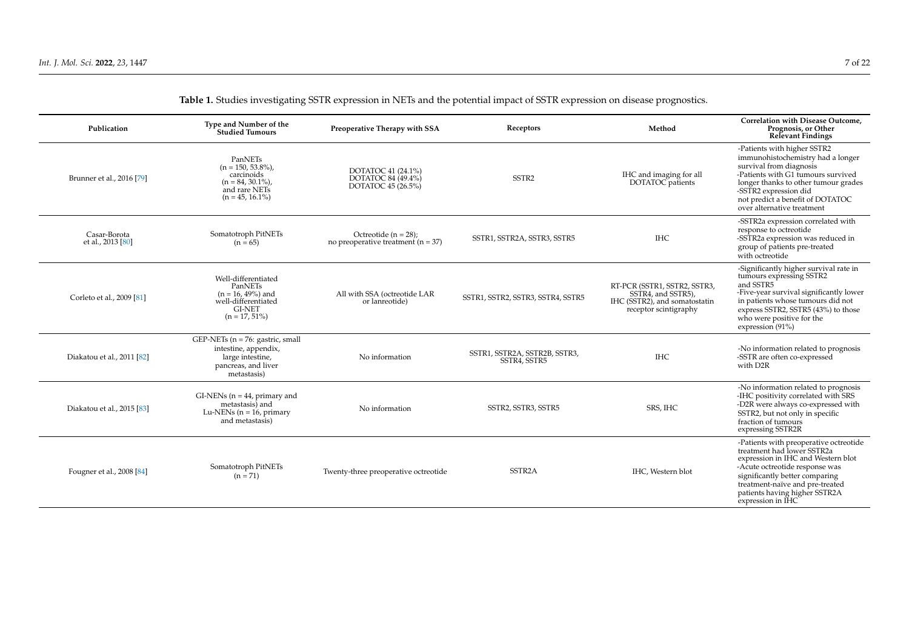**Table 1.** Studies investigating SSTR expression in NETs and the potential impact of SSTR expression on disease prognostics.

| Publication | Type and Number of the Studied Tumours | Preoperative Therapy with SSA | Receptors | Method | Correlation with Disease Outcome, Prognosis, or Other Relevant Findings |
|---|---|---|---|---|---|
| Brunner et al., 2016 [79] | PanNETs (n = 150, 53.8%), carcinoids (n = 84, 30.1%), and rare NETs (n = 45, 16.1%) | DOTATOC 41 (24.1%) DOTATOC 84 (49.4%) DOTATOC 45 (26.5%) | SSTR2 | IHC and imaging for all DOTATOC patients | -Patients with higher SSTR2 immunohistochemistry had a longer survival from diagnosis -Patients with G1 tumours survived longer thanks to other tumour grades -SSTR2 expression did not predict a benefit of DOTATOC over alternative treatment |
| Casar-Borota et al., 2013 [80] | Somatotroph PitNETs (n = 65) | Octreotide (n = 28); no preoperative treatment (n = 37) | SSTR1, SSTR2A, SSTR3, SSTR5 | IHC | -SSTR2a expression correlated with response to octreotide -SSTR2a expression was reduced in group of patients pre-treated with octreotide |
| Corleto et al., 2009 [81] | Well-differentiated PanNETs (n = 16, 49%) and well-differentiated GI-NET (n = 17, 51%) | All with SSA (octreotide LAR or lanreotide) | SSTR1, SSTR2, SSTR3, SSTR4, SSTR5 | RT-PCR (SSTR1, SSTR2, SSTR3, SSTR4, and SSTR5), IHC (SSTR2), and somatostatin receptor scintigraphy | -Significantly higher survival rate in tumours expressing SSTR2 and SSTR5 -Five-year survival significantly lower in patients whose tumours did not express SSTR2, SSTR5 (43%) to those who were positive for the expression (91%) |
| Diakatou et al., 2011 [82] | GEP-NETs (n = 76: gastric, small intestine, appendix, large intestine, pancreas, and liver metastasis) | No information | SSTR1, SSTR2A, SSTR2B, SSTR3, SSTR4, SSTR5 | IHC | -No information related to prognosis -SSTR are often co-expressed with D2R |
| Diakatou et al., 2015 [83] | GI-NENs (n = 44, primary and metastasis) and Lu-NENs (n = 16, primary and metastasis) | No information | SSTR2, SSTR3, SSTR5 | SRS, IHC | -No information related to prognosis -IHC positivity correlated with SRS -D2R were always co-expressed with SSTR2, but not only in specific fraction of tumours expressing SSTR2R |
| Fougner et al., 2008 [84] | Somatotroph PitNETs (n = 71) | Twenty-three preoperative octreotide | SSTR2A | IHC, Western blot | -Patients with preoperative octreotide treatment had lower SSTR2a expression in IHC and Western blot -Acute octreotide response was significantly better comparing treatment-naïve and pre-treated patients having higher SSTR2A expression in IHC |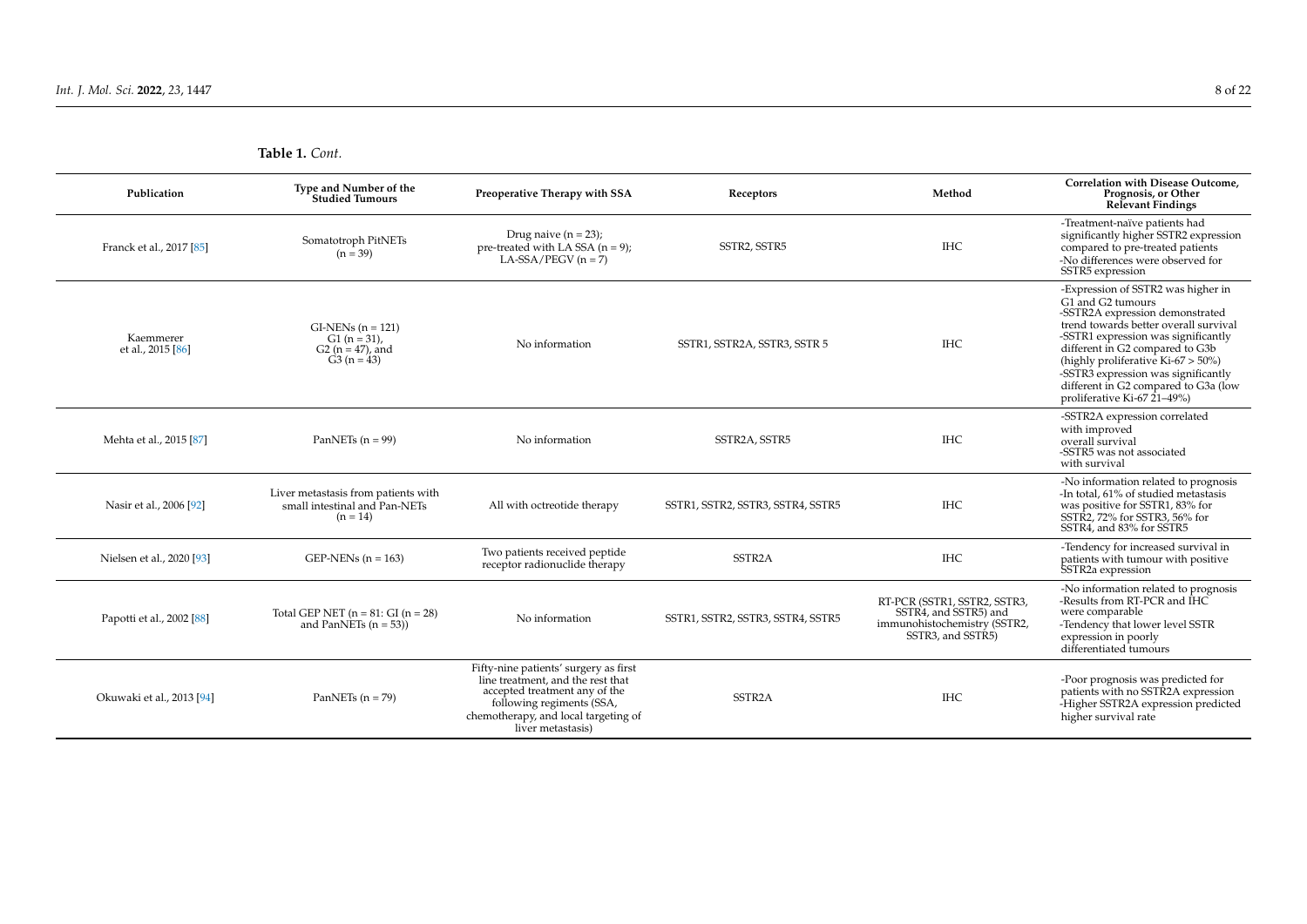**Table 1.** *Cont.*

| Publication | Type and Number of the Studied Tumours | Preoperative Therapy with SSA | Receptors | Method | Correlation with Disease Outcome, Prognosis, or Other Relevant Findings |
|---|---|---|---|---|---|
| Franck et al., 2017 [85] | Somatotroph PitNETs (n = 39) | Drug naive (n = 23); pre-treated with LA SSA (n = 9); LA-SSA/PEGV (n = 7) | SSTR2, SSTR5 | IHC | -Treatment-naïve patients had significantly higher SSTR2 expression compared to pre-treated patients -No differences were observed for SSTR5 expression |
| Kaemmerer et al., 2015 [86] | GI-NENs (n = 121) G1 (n = 31), G2 (n = 47), and G3 (n = 43) | No information | SSTR1, SSTR2A, SSTR3, SSTR 5 | IHC | -Expression of SSTR2 was higher in G1 and G2 tumours -SSTR2A expression demonstrated trend towards better overall survival -SSTR1 expression was significantly different in G2 compared to G3b (highly proliferative Ki-67 > 50%) -SSTR3 expression was significantly different in G2 compared to G3a (low proliferative Ki-67 21–49%) |
| Mehta et al., 2015 [87] | PanNETs (n = 99) | No information | SSTR2A, SSTR5 | IHC | -SSTR2A expression correlated with improved overall survival -SSTR5 was not associated with survival |
| Nasir et al., 2006 [92] | Liver metastasis from patients with small intestinal and Pan-NETs (n = 14) | All with octreotide therapy | SSTR1, SSTR2, SSTR3, SSTR4, SSTR5 | IHC | -No information related to prognosis -In total, 61% of studied metastasis was positive for SSTR1, 83% for SSTR2, 72% for SSTR3, 56% for SSTR4, and 83% for SSTR5 |
| Nielsen et al., 2020 [93] | GEP-NENs (n = 163) | Two patients received peptide receptor radionuclide therapy | SSTR2A | IHC | -Tendency for increased survival in patients with tumour with positive SSTR2a expression |
| Papotti et al., 2002 [88] | Total GEP NET (n = 81: GI (n = 28) and PanNETs (n = 53)) | No information | SSTR1, SSTR2, SSTR3, SSTR4, SSTR5 | RT-PCR (SSTR1, SSTR2, SSTR3, SSTR4, and SSTR5) and immunohistochemistry (SSTR2, SSTR3, and SSTR5) | -No information related to prognosis -Results from RT-PCR and IHC were comparable -Tendency that lower level SSTR expression in poorly differentiated tumours |
| Okuwaki et al., 2013 [94] | PanNETs (n = 79) | Fifty-nine patients' surgery as first line treatment, and the rest that accepted treatment any of the following regiments (SSA, chemotherapy, and local targeting of liver metastasis) | SSTR2A | IHC | -Poor prognosis was predicted for patients with no SSTR2A expression -Higher SSTR2A expression predicted higher survival rate |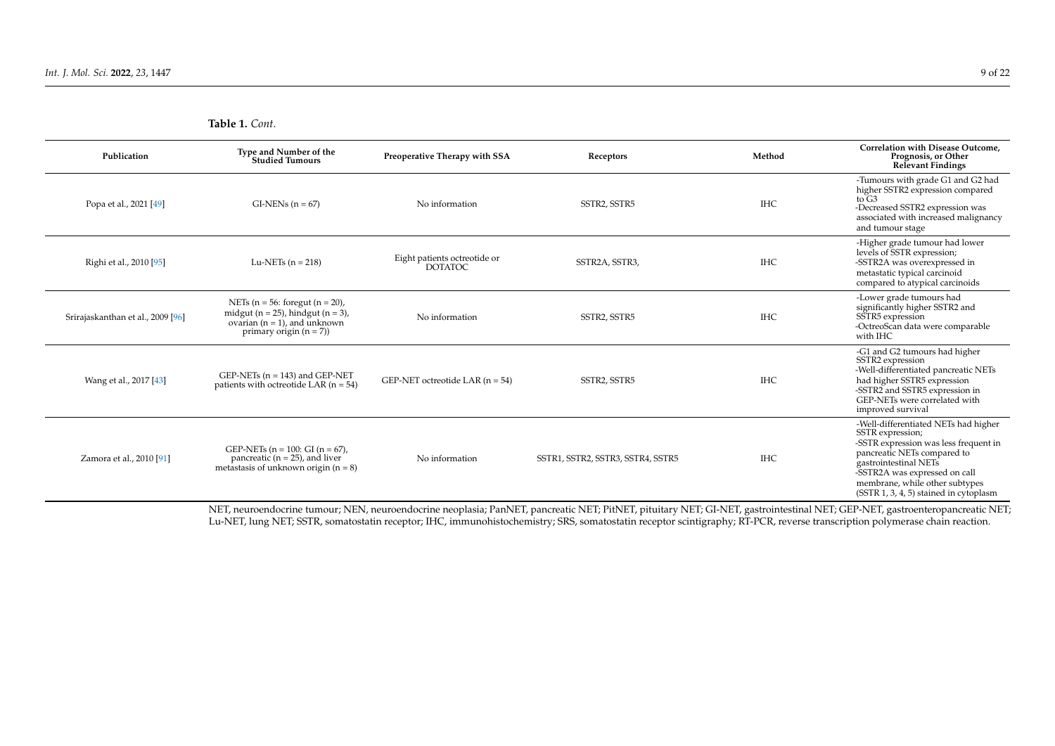**Table 1.** *Cont.*

| Publication | Type and Number of the Studied Tumours | Preoperative Therapy with SSA | Receptors | Method | Correlation with Disease Outcome, Prognosis, or Other Relevant Findings |
|---|---|---|---|---|---|
| Popa et al., 2021 [49] | GI-NENs (n = 67) | No information | SSTR2, SSTR5 | IHC | -Tumours with grade G1 and G2 had higher SSTR2 expression compared to G3<br>-Decreased SSTR2 expression was associated with increased malignancy and tumour stage |
| Righi et al., 2010 [95] | Lu-NETs (n = 218) | Eight patients octreotide or DOTATOC | SSTR2A, SSTR3, | IHC | -Higher grade tumour had lower levels of SSTR expression;<br>-SSTR2A was overexpressed in metastatic typical carcinoid compared to atypical carcinoids |
| Srirajaskanthan et al., 2009 [96] | NETs (n = 56: foregut (n = 20), midgut (n = 25), hindgut (n = 3), ovarian (n = 1), and unknown primary origin (n = 7)) | No information | SSTR2, SSTR5 | IHC | -Lower grade tumours had significantly higher SSTR2 and SSTR5 expression<br>-OctreoScan data were comparable with IHC |
| Wang et al., 2017 [43] | GEP-NETs (n = 143) and GEP-NET patients with octreotide LAR (n = 54) | GEP-NET octreotide LAR (n = 54) | SSTR2, SSTR5 | IHC | -G1 and G2 tumours had higher SSTR2 expression<br>-Well-differentiated pancreatic NETs had higher SSTR5 expression<br>-SSTR2 and SSTR5 expression in GEP-NETs were correlated with improved survival |
| Zamora et al., 2010 [91] | GEP-NETs (n = 100: GI (n = 67), pancreatic (n = 25), and liver metastasis of unknown origin (n = 8) | No information | SSTR1, SSTR2, SSTR3, SSTR4, SSTR5 | IHC | -Well-differentiated NETs had higher SSTR expression;<br>-SSTR expression was less frequent in pancreatic NETs compared to gastrointestinal NETs<br>-SSTR2A was expressed on call membrane, while other subtypes (SSTR 1, 3, 4, 5) stained in cytoplasm |

NET, neuroendocrine tumour; NEN, neuroendocrine neoplasia; PanNET, pancreatic NET; PitNET, pituitary NET; GI-NET, gastrointestinal NET; GEP-NET, gastroenteropancreatic NET; Lu-NET, lung NET; SSTR, somatostatin receptor; IHC, immunohistochemistry; SRS, somatostatin receptor scintigraphy; RT-PCR, reverse transcription polymerase chain reaction.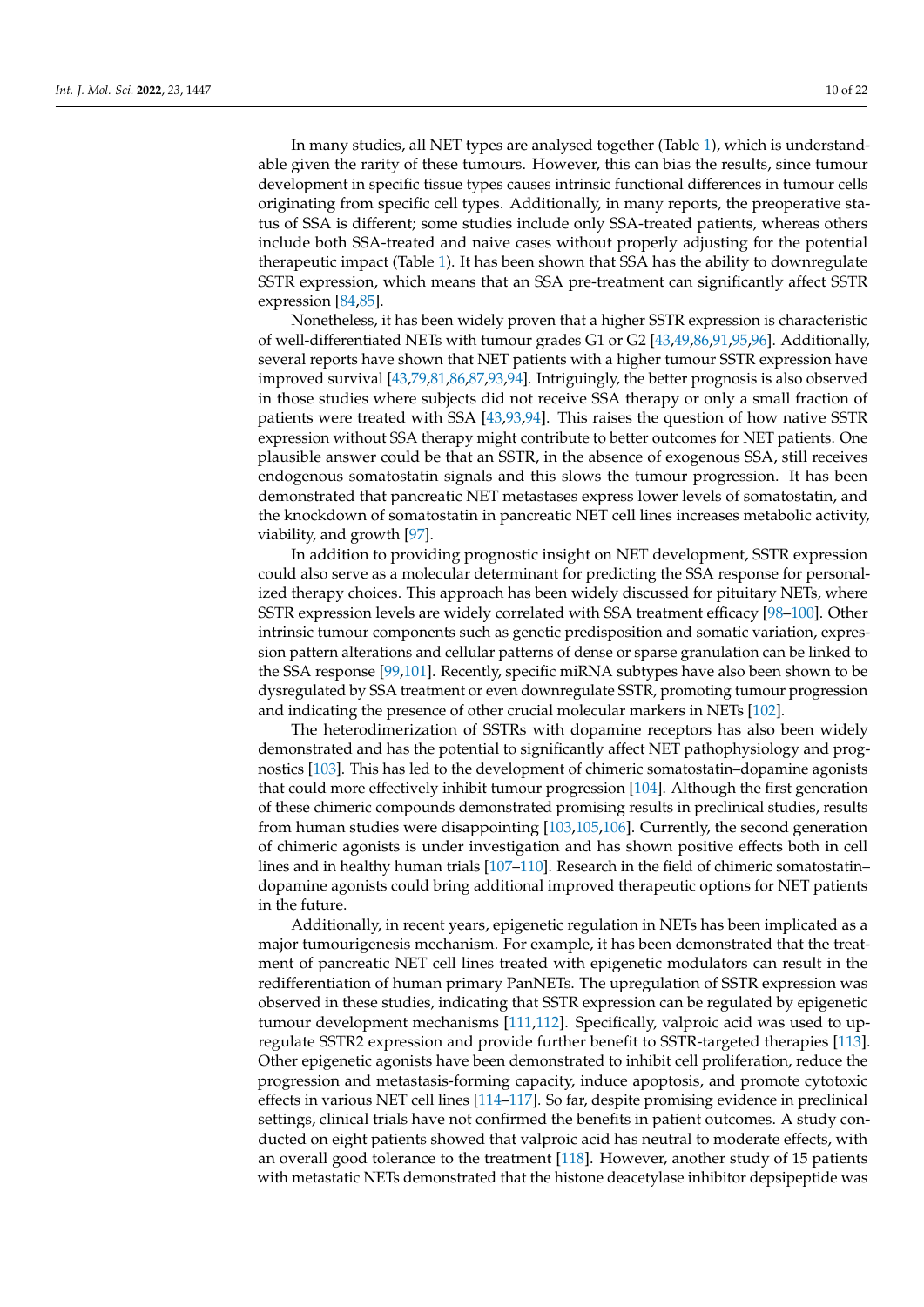In many studies, all NET types are analysed together (Table 1), which is understandable given the rarity of these tumours. However, this can bias the results, since tumour development in specific tissue types causes intrinsic functional differences in tumour cells originating from specific cell types. Additionally, in many reports, the preoperative status of SSA is different; some studies include only SSA-treated patients, whereas others include both SSA-treated and naive cases without properly adjusting for the potential therapeutic impact (Table 1). It has been shown that SSA has the ability to downregulate SSTR expression, which means that an SSA pre-treatment can significantly affect SSTR expression [84,85].

Nonetheless, it has been widely proven that a higher SSTR expression is characteristic of well-differentiated NETs with tumour grades G1 or G2 [43,49,86,91,95,96]. Additionally, several reports have shown that NET patients with a higher tumour SSTR expression have improved survival [43,79,81,86,87,93,94]. Intriguingly, the better prognosis is also observed in those studies where subjects did not receive SSA therapy or only a small fraction of patients were treated with SSA [43,93,94]. This raises the question of how native SSTR expression without SSA therapy might contribute to better outcomes for NET patients. One plausible answer could be that an SSTR, in the absence of exogenous SSA, still receives endogenous somatostatin signals and this slows the tumour progression. It has been demonstrated that pancreatic NET metastases express lower levels of somatostatin, and the knockdown of somatostatin in pancreatic NET cell lines increases metabolic activity, viability, and growth [97].

In addition to providing prognostic insight on NET development, SSTR expression could also serve as a molecular determinant for predicting the SSA response for personalized therapy choices. This approach has been widely discussed for pituitary NETs, where SSTR expression levels are widely correlated with SSA treatment efficacy [98–100]. Other intrinsic tumour components such as genetic predisposition and somatic variation, expression pattern alterations and cellular patterns of dense or sparse granulation can be linked to the SSA response [99,101]. Recently, specific miRNA subtypes have also been shown to be dysregulated by SSA treatment or even downregulate SSTR, promoting tumour progression and indicating the presence of other crucial molecular markers in NETs [102].

The heterodimerization of SSTRs with dopamine receptors has also been widely demonstrated and has the potential to significantly affect NET pathophysiology and prognostics [103]. This has led to the development of chimeric somatostatin–dopamine agonists that could more effectively inhibit tumour progression [104]. Although the first generation of these chimeric compounds demonstrated promising results in preclinical studies, results from human studies were disappointing [103,105,106]. Currently, the second generation of chimeric agonists is under investigation and has shown positive effects both in cell lines and in healthy human trials [107–110]. Research in the field of chimeric somatostatin–dopamine agonists could bring additional improved therapeutic options for NET patients in the future.

Additionally, in recent years, epigenetic regulation in NETs has been implicated as a major tumourigenesis mechanism. For example, it has been demonstrated that the treatment of pancreatic NET cell lines treated with epigenetic modulators can result in the redifferentiation of human primary PanNETs. The upregulation of SSTR expression was observed in these studies, indicating that SSTR expression can be regulated by epigenetic tumour development mechanisms [111,112]. Specifically, valproic acid was used to upregulate SSTR2 expression and provide further benefit to SSTR-targeted therapies [113]. Other epigenetic agonists have been demonstrated to inhibit cell proliferation, reduce the progression and metastasis-forming capacity, induce apoptosis, and promote cytotoxic effects in various NET cell lines [114–117]. So far, despite promising evidence in preclinical settings, clinical trials have not confirmed the benefits in patient outcomes. A study conducted on eight patients showed that valproic acid has neutral to moderate effects, with an overall good tolerance to the treatment [118]. However, another study of 15 patients with metastatic NETs demonstrated that the histone deacetylase inhibitor depsipeptide was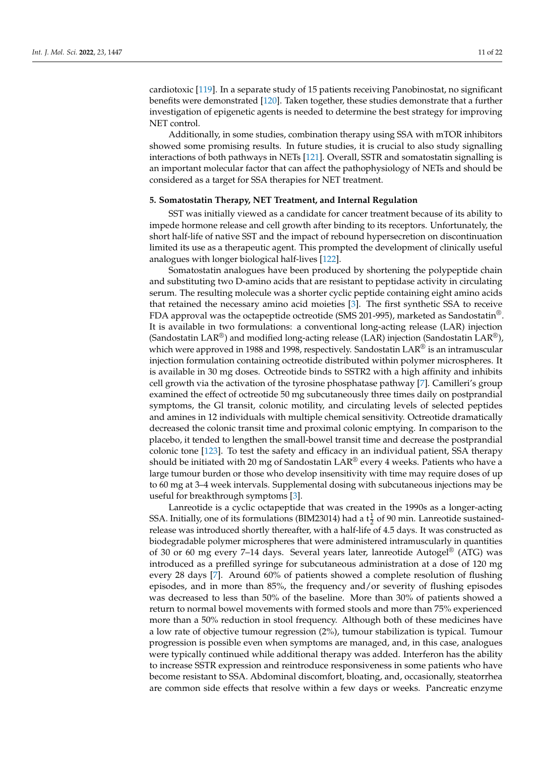cardiotoxic [119]. In a separate study of 15 patients receiving Panobinostat, no significant benefits were demonstrated [120]. Taken together, these studies demonstrate that a further investigation of epigenetic agents is needed to determine the best strategy for improving NET control.

Additionally, in some studies, combination therapy using SSA with mTOR inhibitors showed some promising results. In future studies, it is crucial to also study signalling interactions of both pathways in NETs [121]. Overall, SSTR and somatostatin signalling is an important molecular factor that can affect the pathophysiology of NETs and should be considered as a target for SSA therapies for NET treatment.

## 5. Somatostatin Therapy, NET Treatment, and Internal Regulation

SST was initially viewed as a candidate for cancer treatment because of its ability to impede hormone release and cell growth after binding to its receptors. Unfortunately, the short half-life of native SST and the impact of rebound hypersecretion on discontinuation limited its use as a therapeutic agent. This prompted the development of clinically useful analogues with longer biological half-lives [122].

Somatostatin analogues have been produced by shortening the polypeptide chain and substituting two D-amino acids that are resistant to peptidase activity in circulating serum. The resulting molecule was a shorter cyclic peptide containing eight amino acids that retained the necessary amino acid moieties [3]. The first synthetic SSA to receive FDA approval was the octapeptide octreotide (SMS 201-995), marketed as Sandostatin®. It is available in two formulations: a conventional long-acting release (LAR) injection (Sandostatin LAR®) and modified long-acting release (LAR) injection (Sandostatin LAR®), which were approved in 1988 and 1998, respectively. Sandostatin LAR® is an intramuscular injection formulation containing octreotide distributed within polymer microspheres. It is available in 30 mg doses. Octreotide binds to SSTR2 with a high affinity and inhibits cell growth via the activation of the tyrosine phosphatase pathway [7]. Camilleri's group examined the effect of octreotide 50 mg subcutaneously three times daily on postprandial symptoms, the GI transit, colonic motility, and circulating levels of selected peptides and amines in 12 individuals with multiple chemical sensitivity. Octreotide dramatically decreased the colonic transit time and proximal colonic emptying. In comparison to the placebo, it tended to lengthen the small-bowel transit time and decrease the postprandial colonic tone [123]. To test the safety and efficacy in an individual patient, SSA therapy should be initiated with 20 mg of Sandostatin LAR® every 4 weeks. Patients who have a large tumour burden or those who develop insensitivity with time may require doses of up to 60 mg at 3–4 week intervals. Supplemental dosing with subcutaneous injections may be useful for breakthrough symptoms [3].

Lanreotide is a cyclic octapeptide that was created in the 1990s as a longer-acting SSA. Initially, one of its formulations (BIM23014) had a $t_{\frac{1}{2}}$ of 90 min. Lanreotide sustained-release was introduced shortly thereafter, with a half-life of 4.5 days. It was constructed as biodegradable polymer microspheres that were administered intramuscularly in quantities of 30 or 60 mg every 7–14 days. Several years later, lanreotide Autogel® (ATG) was introduced as a prefilled syringe for subcutaneous administration at a dose of 120 mg every 28 days [7]. Around 60% of patients showed a complete resolution of flushing episodes, and in more than 85%, the frequency and/or severity of flushing episodes was decreased to less than 50% of the baseline. More than 30% of patients showed a return to normal bowel movements with formed stools and more than 75% experienced more than a 50% reduction in stool frequency. Although both of these medicines have a low rate of objective tumour regression (2%), tumour stabilization is typical. Tumour progression is possible even when symptoms are managed, and, in this case, analogues were typically continued while additional therapy was added. Interferon has the ability to increase SSTR expression and reintroduce responsiveness in some patients who have become resistant to SSA. Abdominal discomfort, bloating, and, occasionally, steatorrhea are common side effects that resolve within a few days or weeks. Pancreatic enzyme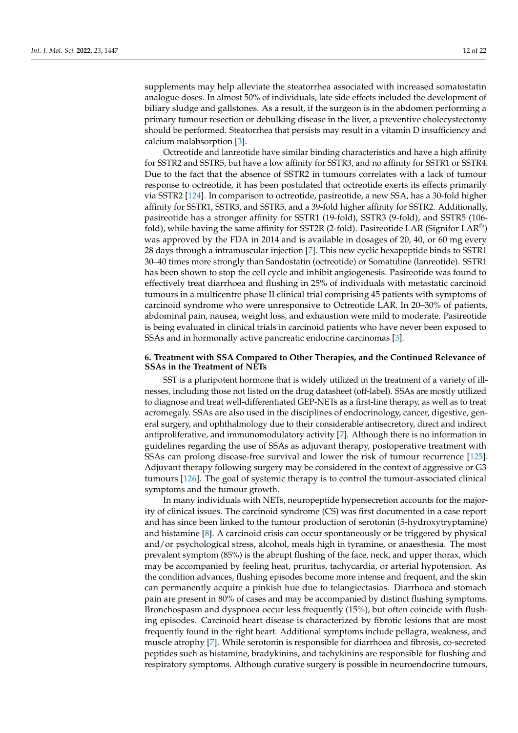supplements may help alleviate the steatorrhea associated with increased somatostatin analogue doses. In almost 50% of individuals, late side effects included the development of biliary sludge and gallstones. As a result, if the surgeon is in the abdomen performing a primary tumour resection or debulking disease in the liver, a preventive cholecystectomy should be performed. Steatorrhea that persists may result in a vitamin D insufficiency and calcium malabsorption [3].

Octreotide and lanreotide have similar binding characteristics and have a high affinity for SSTR2 and SSTR5, but have a low affinity for SSTR3, and no affinity for SSTR1 or SSTR4. Due to the fact that the absence of SSTR2 in tumours correlates with a lack of tumour response to octreotide, it has been postulated that octreotide exerts its effects primarily via SSTR2 [124]. In comparison to octreotide, pasireotide, a new SSA, has a 30-fold higher affinity for SSTR1, SSTR3, and SSTR5, and a 39-fold higher affinity for SSTR2. Additionally, pasireotide has a stronger affinity for SSTR1 (19-fold), SSTR3 (9-fold), and SSTR5 (106-fold), while having the same affinity for SST2R (2-fold). Pasireotide LAR (Signifor LAR®) was approved by the FDA in 2014 and is available in dosages of 20, 40, or 60 mg every 28 days through a intramuscular injection [7]. This new cyclic hexapeptide binds to SSTR1 30–40 times more strongly than Sandostatin (octreotide) or Somatuline (lanreotide). SSTR1 has been shown to stop the cell cycle and inhibit angiogenesis. Pasireotide was found to effectively treat diarrhoea and flushing in 25% of individuals with metastatic carcinoid tumours in a multicentre phase II clinical trial comprising 45 patients with symptoms of carcinoid syndrome who were unresponsive to Octreotide LAR. In 20–30% of patients, abdominal pain, nausea, weight loss, and exhaustion were mild to moderate. Pasireotide is being evaluated in clinical trials in carcinoid patients who have never been exposed to SSAs and in hormonally active pancreatic endocrine carcinomas [3].

## 6. Treatment with SSA Compared to Other Therapies, and the Continued Relevance of SSAs in the Treatment of NETs

SST is a pluripotent hormone that is widely utilized in the treatment of a variety of illnesses, including those not listed on the drug datasheet (off-label). SSAs are mostly utilized to diagnose and treat well-differentiated GEP-NETs as a first-line therapy, as well as to treat acromegaly. SSAs are also used in the disciplines of endocrinology, cancer, digestive, general surgery, and ophthalmology due to their considerable antisecretory, direct and indirect antiproliferative, and immunomodulatory activity [7]. Although there is no information in guidelines regarding the use of SSAs as adjuvant therapy, postoperative treatment with SSAs can prolong disease-free survival and lower the risk of tumour recurrence [125]. Adjuvant therapy following surgery may be considered in the context of aggressive or G3 tumours [126]. The goal of systemic therapy is to control the tumour-associated clinical symptoms and the tumour growth.

In many individuals with NETs, neuropeptide hypersecretion accounts for the majority of clinical issues. The carcinoid syndrome (CS) was first documented in a case report and has since been linked to the tumour production of serotonin (5-hydroxytryptamine) and histamine [8]. A carcinoid crisis can occur spontaneously or be triggered by physical and/or psychological stress, alcohol, meals high in tyramine, or anaesthesia. The most prevalent symptom (85%) is the abrupt flushing of the face, neck, and upper thorax, which may be accompanied by feeling heat, pruritus, tachycardia, or arterial hypotension. As the condition advances, flushing episodes become more intense and frequent, and the skin can permanently acquire a pinkish hue due to telangiectasias. Diarrhoea and stomach pain are present in 80% of cases and may be accompanied by distinct flushing symptoms. Bronchospasm and dyspnoea occur less frequently (15%), but often coincide with flushing episodes. Carcinoid heart disease is characterized by fibrotic lesions that are most frequently found in the right heart. Additional symptoms include pellagra, weakness, and muscle atrophy [7]. While serotonin is responsible for diarrhoea and fibrosis, co-secreted peptides such as histamine, bradykinins, and tachykinins are responsible for flushing and respiratory symptoms. Although curative surgery is possible in neuroendocrine tumours,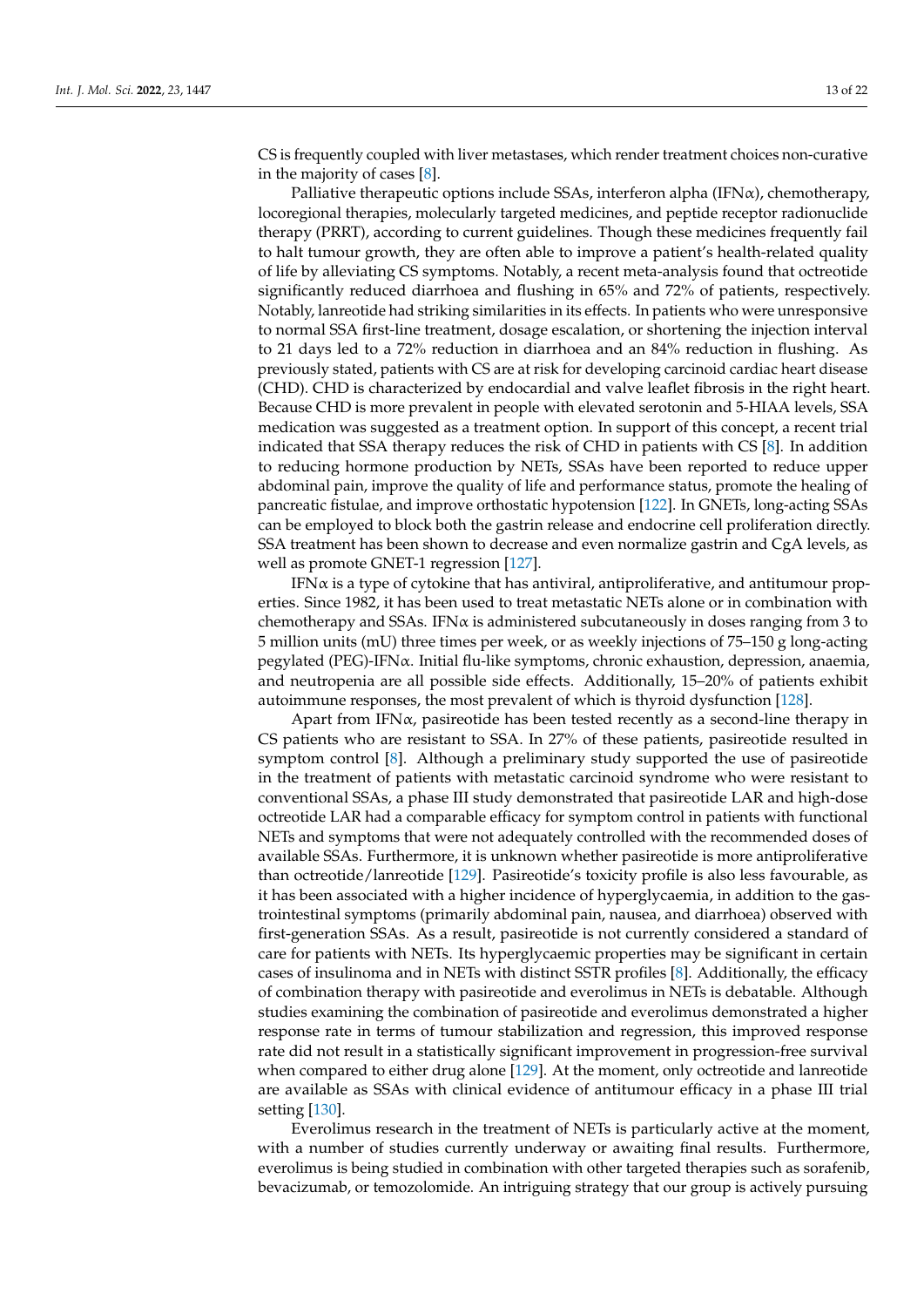CS is frequently coupled with liver metastases, which render treatment choices non-curative in the majority of cases [8].

Palliative therapeutic options include SSAs, interferon alpha (IFNα), chemotherapy, locoregional therapies, molecularly targeted medicines, and peptide receptor radionuclide therapy (PRRT), according to current guidelines. Though these medicines frequently fail to halt tumour growth, they are often able to improve a patient's health-related quality of life by alleviating CS symptoms. Notably, a recent meta-analysis found that octreotide significantly reduced diarrhoea and flushing in 65% and 72% of patients, respectively. Notably, lanreotide had striking similarities in its effects. In patients who were unresponsive to normal SSA first-line treatment, dosage escalation, or shortening the injection interval to 21 days led to a 72% reduction in diarrhoea and an 84% reduction in flushing. As previously stated, patients with CS are at risk for developing carcinoid cardiac heart disease (CHD). CHD is characterized by endocardial and valve leaflet fibrosis in the right heart. Because CHD is more prevalent in people with elevated serotonin and 5-HIAA levels, SSA medication was suggested as a treatment option. In support of this concept, a recent trial indicated that SSA therapy reduces the risk of CHD in patients with CS [8]. In addition to reducing hormone production by NETs, SSAs have been reported to reduce upper abdominal pain, improve the quality of life and performance status, promote the healing of pancreatic fistulae, and improve orthostatic hypotension [122]. In GNETs, long-acting SSAs can be employed to block both the gastrin release and endocrine cell proliferation directly. SSA treatment has been shown to decrease and even normalize gastrin and CgA levels, as well as promote GNET-1 regression [127].

IFNα is a type of cytokine that has antiviral, antiproliferative, and antitumour properties. Since 1982, it has been used to treat metastatic NETs alone or in combination with chemotherapy and SSAs. IFNα is administered subcutaneously in doses ranging from 3 to 5 million units (mU) three times per week, or as weekly injections of 75–150 g long-acting pegylated (PEG)-IFNα. Initial flu-like symptoms, chronic exhaustion, depression, anaemia, and neutropenia are all possible side effects. Additionally, 15–20% of patients exhibit autoimmune responses, the most prevalent of which is thyroid dysfunction [128].

Apart from IFNα, pasireotide has been tested recently as a second-line therapy in CS patients who are resistant to SSA. In 27% of these patients, pasireotide resulted in symptom control [8]. Although a preliminary study supported the use of pasireotide in the treatment of patients with metastatic carcinoid syndrome who were resistant to conventional SSAs, a phase III study demonstrated that pasireotide LAR and high-dose octreotide LAR had a comparable efficacy for symptom control in patients with functional NETs and symptoms that were not adequately controlled with the recommended doses of available SSAs. Furthermore, it is unknown whether pasireotide is more antiproliferative than octreotide/lanreotide [129]. Pasireotide's toxicity profile is also less favourable, as it has been associated with a higher incidence of hyperglycaemia, in addition to the gastrointestinal symptoms (primarily abdominal pain, nausea, and diarrhoea) observed with first-generation SSAs. As a result, pasireotide is not currently considered a standard of care for patients with NETs. Its hyperglycaemic properties may be significant in certain cases of insulinoma and in NETs with distinct SSTR profiles [8]. Additionally, the efficacy of combination therapy with pasireotide and everolimus in NETs is debatable. Although studies examining the combination of pasireotide and everolimus demonstrated a higher response rate in terms of tumour stabilization and regression, this improved response rate did not result in a statistically significant improvement in progression-free survival when compared to either drug alone [129]. At the moment, only octreotide and lanreotide are available as SSAs with clinical evidence of antitumour efficacy in a phase III trial setting [130].

Everolimus research in the treatment of NETs is particularly active at the moment, with a number of studies currently underway or awaiting final results. Furthermore, everolimus is being studied in combination with other targeted therapies such as sorafenib, bevacizumab, or temozolomide. An intriguing strategy that our group is actively pursuing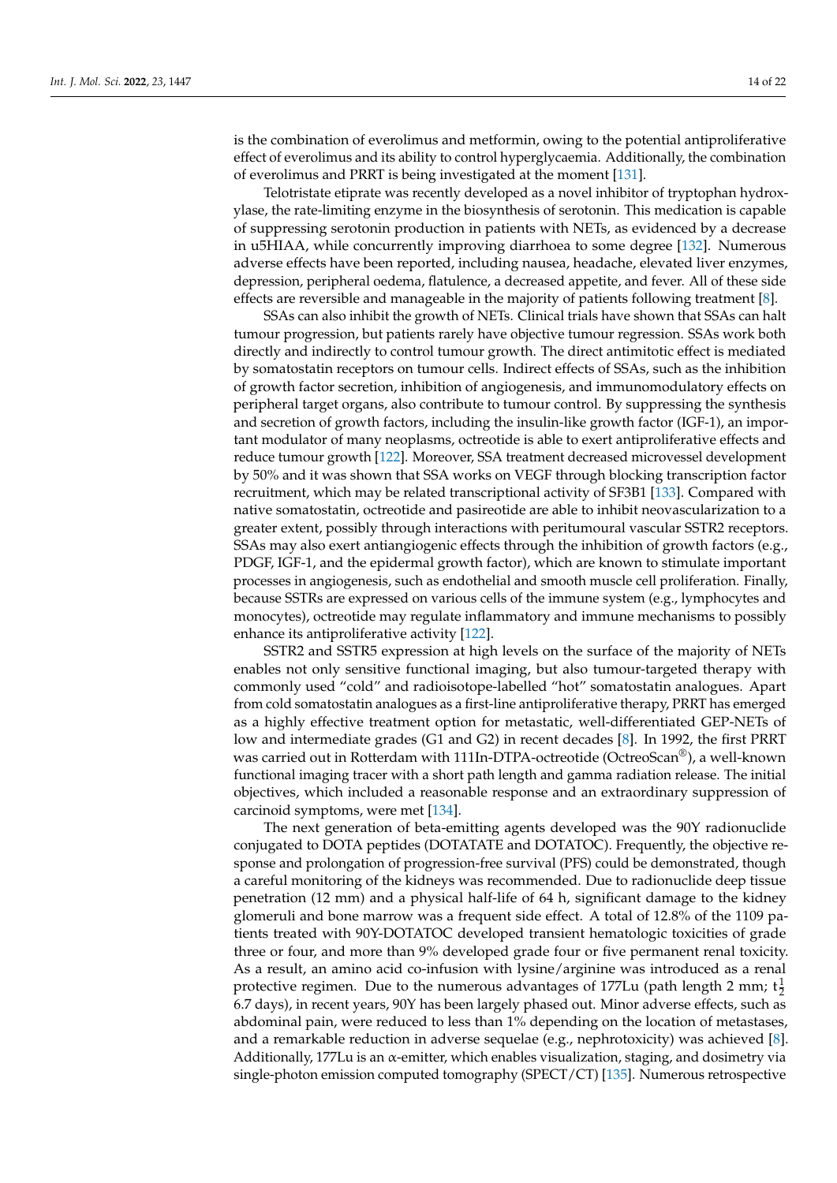is the combination of everolimus and metformin, owing to the potential antiproliferative effect of everolimus and its ability to control hyperglycaemia. Additionally, the combination of everolimus and PRRT is being investigated at the moment [131].

Telotristate etiprate was recently developed as a novel inhibitor of tryptophan hydroxylase, the rate-limiting enzyme in the biosynthesis of serotonin. This medication is capable of suppressing serotonin production in patients with NETs, as evidenced by a decrease in u5HIAA, while concurrently improving diarrhoea to some degree [132]. Numerous adverse effects have been reported, including nausea, headache, elevated liver enzymes, depression, peripheral oedema, flatulence, a decreased appetite, and fever. All of these side effects are reversible and manageable in the majority of patients following treatment [8].

SSAs can also inhibit the growth of NETs. Clinical trials have shown that SSAs can halt tumour progression, but patients rarely have objective tumour regression. SSAs work both directly and indirectly to control tumour growth. The direct antimitotic effect is mediated by somatostatin receptors on tumour cells. Indirect effects of SSAs, such as the inhibition of growth factor secretion, inhibition of angiogenesis, and immunomodulatory effects on peripheral target organs, also contribute to tumour control. By suppressing the synthesis and secretion of growth factors, including the insulin-like growth factor (IGF-1), an important modulator of many neoplasms, octreotide is able to exert antiproliferative effects and reduce tumour growth [122]. Moreover, SSA treatment decreased microvessel development by 50% and it was shown that SSA works on VEGF through blocking transcription factor recruitment, which may be related transcriptional activity of SF3B1 [133]. Compared with native somatostatin, octreotide and pasireotide are able to inhibit neovascularization to a greater extent, possibly through interactions with peritumoural vascular SSTR2 receptors. SSAs may also exert antiangiogenic effects through the inhibition of growth factors (e.g., PDGF, IGF-1, and the epidermal growth factor), which are known to stimulate important processes in angiogenesis, such as endothelial and smooth muscle cell proliferation. Finally, because SSTRs are expressed on various cells of the immune system (e.g., lymphocytes and monocytes), octreotide may regulate inflammatory and immune mechanisms to possibly enhance its antiproliferative activity [122].

SSTR2 and SSTR5 expression at high levels on the surface of the majority of NETs enables not only sensitive functional imaging, but also tumour-targeted therapy with commonly used "cold" and radioisotope-labelled "hot" somatostatin analogues. Apart from cold somatostatin analogues as a first-line antiproliferative therapy, PRRT has emerged as a highly effective treatment option for metastatic, well-differentiated GEP-NETs of low and intermediate grades (G1 and G2) in recent decades [8]. In 1992, the first PRRT was carried out in Rotterdam with 111In-DTPA-octreotide (OctreoScan®), a well-known functional imaging tracer with a short path length and gamma radiation release. The initial objectives, which included a reasonable response and an extraordinary suppression of carcinoid symptoms, were met [134].

The next generation of beta-emitting agents developed was the 90Y radionuclide conjugated to DOTA peptides (DOTATATE and DOTATOC). Frequently, the objective response and prolongation of progression-free survival (PFS) could be demonstrated, though a careful monitoring of the kidneys was recommended. Due to radionuclide deep tissue penetration (12 mm) and a physical half-life of 64 h, significant damage to the kidney glomeruli and bone marrow was a frequent side effect. A total of 12.8% of the 1109 patients treated with 90Y-DOTATOC developed transient hematologic toxicities of grade three or four, and more than 9% developed grade four or five permanent renal toxicity. As a result, an amino acid co-infusion with lysine/arginine was introduced as a renal protective regimen. Due to the numerous advantages of 177Lu (path length 2 mm; $t_{\frac{1}{2}}$ 6.7 days), in recent years, 90Y has been largely phased out. Minor adverse effects, such as abdominal pain, were reduced to less than 1% depending on the location of metastases, and a remarkable reduction in adverse sequelae (e.g., nephrotoxicity) was achieved [8]. Additionally, 177Lu is an α-emitter, which enables visualization, staging, and dosimetry via single-photon emission computed tomography (SPECT/CT) [135]. Numerous retrospective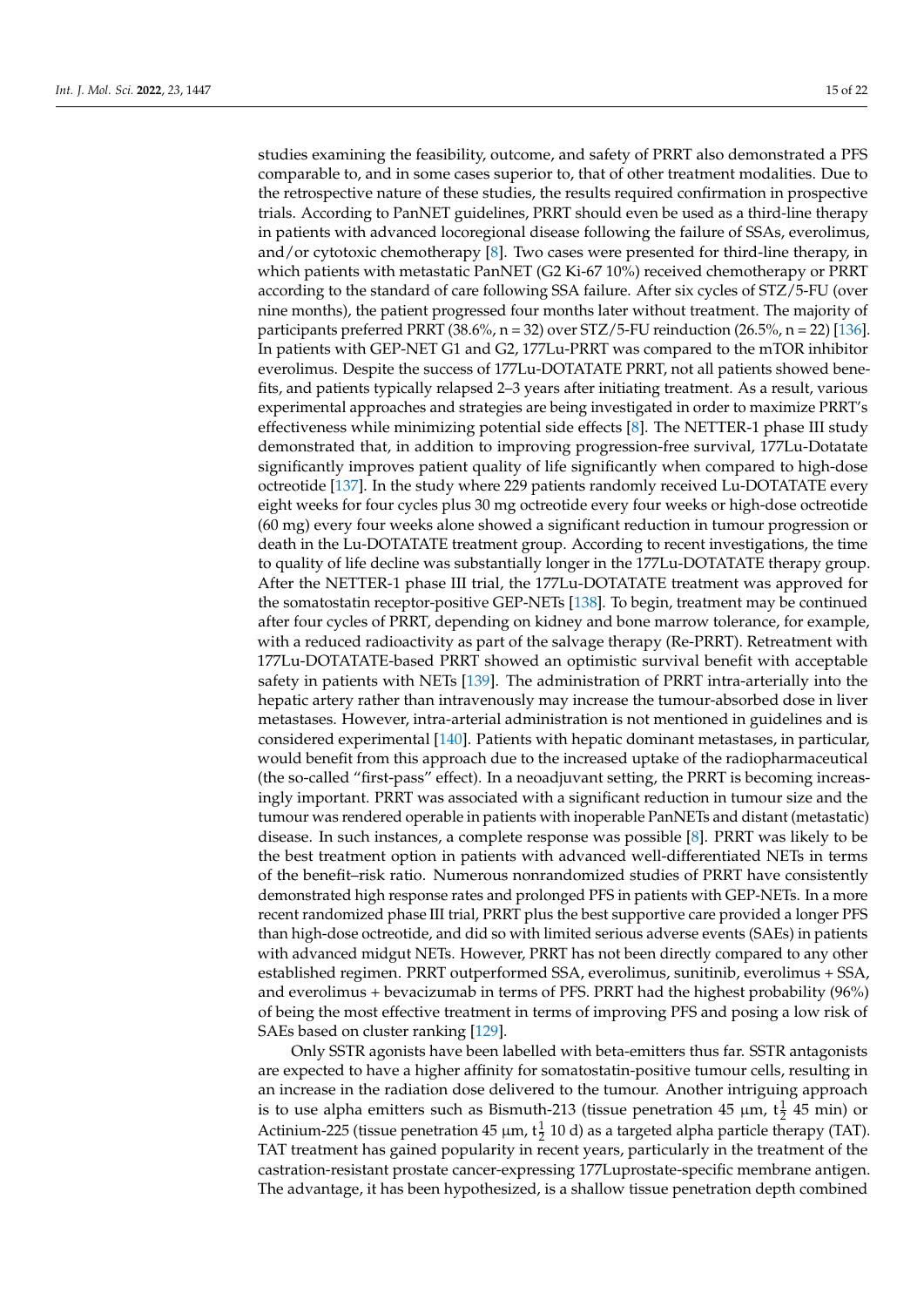studies examining the feasibility, outcome, and safety of PRRT also demonstrated a PFS comparable to, and in some cases superior to, that of other treatment modalities. Due to the retrospective nature of these studies, the results required confirmation in prospective trials. According to PanNET guidelines, PRRT should even be used as a third-line therapy in patients with advanced locoregional disease following the failure of SSAs, everolimus, and/or cytotoxic chemotherapy [8]. Two cases were presented for third-line therapy, in which patients with metastatic PanNET (G2 Ki-67 10%) received chemotherapy or PRRT according to the standard of care following SSA failure. After six cycles of STZ/5-FU (over nine months), the patient progressed four months later without treatment. The majority of participants preferred PRRT (38.6%, n = 32) over STZ/5-FU reinduction (26.5%, n = 22) [136]. In patients with GEP-NET G1 and G2, 177Lu-PRRT was compared to the mTOR inhibitor everolimus. Despite the success of 177Lu-DOTATATE PRRT, not all patients showed benefits, and patients typically relapsed 2–3 years after initiating treatment. As a result, various experimental approaches and strategies are being investigated in order to maximize PRRT's effectiveness while minimizing potential side effects [8]. The NETTER-1 phase III study demonstrated that, in addition to improving progression-free survival, 177Lu-Dotatate significantly improves patient quality of life significantly when compared to high-dose octreotide [137]. In the study where 229 patients randomly received Lu-DOTATATE every eight weeks for four cycles plus 30 mg octreotide every four weeks or high-dose octreotide (60 mg) every four weeks alone showed a significant reduction in tumour progression or death in the Lu-DOTATATE treatment group. According to recent investigations, the time to quality of life decline was substantially longer in the 177Lu-DOTATATE therapy group. After the NETTER-1 phase III trial, the 177Lu-DOTATATE treatment was approved for the somatostatin receptor-positive GEP-NETs [138]. To begin, treatment may be continued after four cycles of PRRT, depending on kidney and bone marrow tolerance, for example, with a reduced radioactivity as part of the salvage therapy (Re-PRRT). Retreatment with 177Lu-DOTATATE-based PRRT showed an optimistic survival benefit with acceptable safety in patients with NETs [139]. The administration of PRRT intra-arterially into the hepatic artery rather than intravenously may increase the tumour-absorbed dose in liver metastases. However, intra-arterial administration is not mentioned in guidelines and is considered experimental [140]. Patients with hepatic dominant metastases, in particular, would benefit from this approach due to the increased uptake of the radiopharmaceutical (the so-called "first-pass" effect). In a neoadjuvant setting, the PRRT is becoming increasingly important. PRRT was associated with a significant reduction in tumour size and the tumour was rendered operable in patients with inoperable PanNETs and distant (metastatic) disease. In such instances, a complete response was possible [8]. PRRT was likely to be the best treatment option in patients with advanced well-differentiated NETs in terms of the benefit–risk ratio. Numerous nonrandomized studies of PRRT have consistently demonstrated high response rates and prolonged PFS in patients with GEP-NETs. In a more recent randomized phase III trial, PRRT plus the best supportive care provided a longer PFS than high-dose octreotide, and did so with limited serious adverse events (SAEs) in patients with advanced midgut NETs. However, PRRT has not been directly compared to any other established regimen. PRRT outperformed SSA, everolimus, sunitinib, everolimus + SSA, and everolimus + bevacizumab in terms of PFS. PRRT had the highest probability (96%) of being the most effective treatment in terms of improving PFS and posing a low risk of SAEs based on cluster ranking [129].

Only SSTR agonists have been labelled with beta-emitters thus far. SSTR antagonists are expected to have a higher affinity for somatostatin-positive tumour cells, resulting in an increase in the radiation dose delivered to the tumour. Another intriguing approach is to use alpha emitters such as Bismuth-213 (tissue penetration 45 µm, $t_{\frac{1}{2}}$ 45 min) or Actinium-225 (tissue penetration 45 µm, $t_{\frac{1}{2}}$ 10 d) as a targeted alpha particle therapy (TAT). TAT treatment has gained popularity in recent years, particularly in the treatment of the castration-resistant prostate cancer-expressing 177Luprostate-specific membrane antigen. The advantage, it has been hypothesized, is a shallow tissue penetration depth combined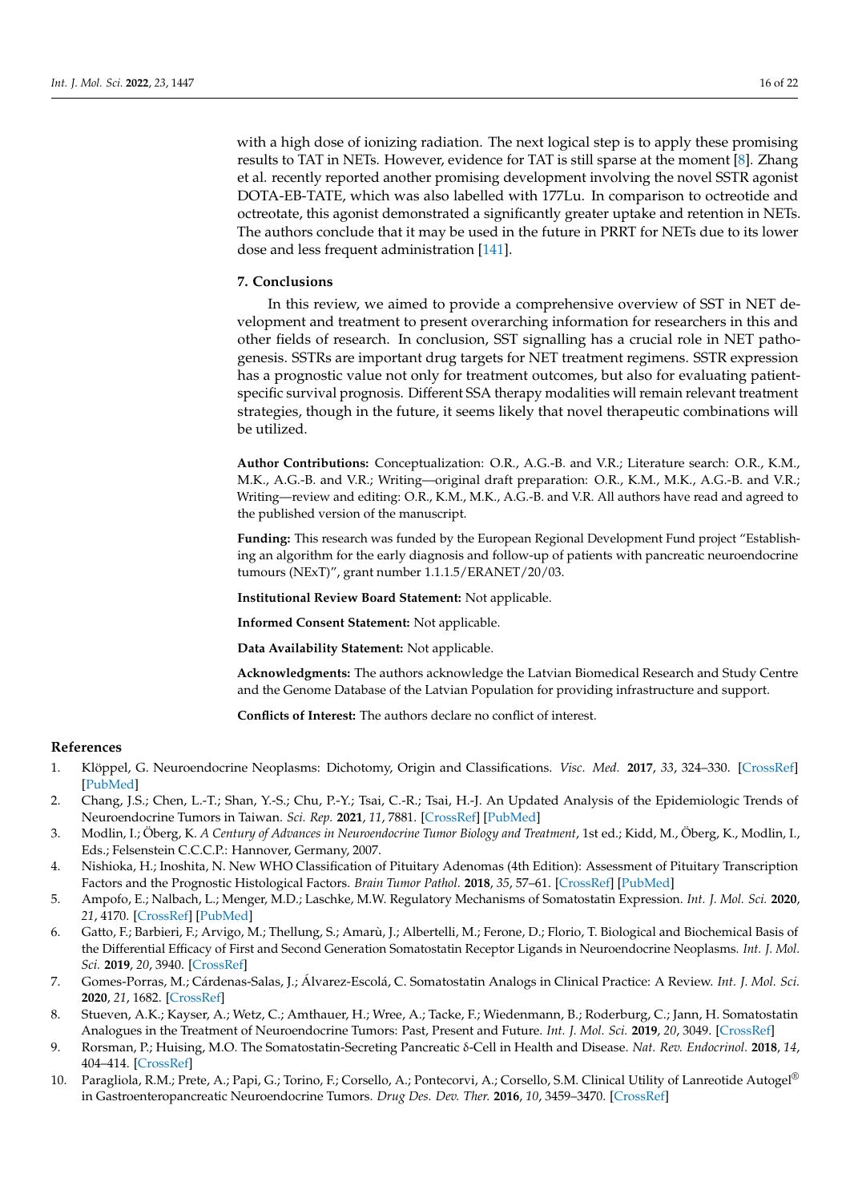with a high dose of ionizing radiation. The next logical step is to apply these promising results to TAT in NETs. However, evidence for TAT is still sparse at the moment [8]. Zhang et al. recently reported another promising development involving the novel SSTR agonist DOTA-EB-TATE, which was also labelled with 177Lu. In comparison to octreotide and octreotate, this agonist demonstrated a significantly greater uptake and retention in NETs. The authors conclude that it may be used in the future in PRRT for NETs due to its lower dose and less frequent administration [141].

## 7. Conclusions

In this review, we aimed to provide a comprehensive overview of SST in NET development and treatment to present overarching information for researchers in this and other fields of research. In conclusion, SST signalling has a crucial role in NET pathogenesis. SSTRs are important drug targets for NET treatment regimens. SSTR expression has a prognostic value not only for treatment outcomes, but also for evaluating patient-specific survival prognosis. Different SSA therapy modalities will remain relevant treatment strategies, though in the future, it seems likely that novel therapeutic combinations will be utilized.

**Author Contributions:** Conceptualization: O.R., A.G.-B. and V.R.; Literature search: O.R., K.M., M.K., A.G.-B. and V.R.; Writing—original draft preparation: O.R., K.M., M.K., A.G.-B. and V.R.; Writing—review and editing: O.R., K.M., M.K., A.G.-B. and V.R. All authors have read and agreed to the published version of the manuscript.

**Funding:** This research was funded by the European Regional Development Fund project "Establishing an algorithm for the early diagnosis and follow-up of patients with pancreatic neuroendocrine tumours (NExT)", grant number 1.1.1.5/ERANET/20/03.

**Institutional Review Board Statement:** Not applicable.

**Informed Consent Statement:** Not applicable.

**Data Availability Statement:** Not applicable.

**Acknowledgments:** The authors acknowledge the Latvian Biomedical Research and Study Centre and the Genome Database of the Latvian Population for providing infrastructure and support.

**Conflicts of Interest:** The authors declare no conflict of interest.

## References

1. Klöppel, G. Neuroendocrine Neoplasms: Dichotomy, Origin and Classifications. *Visc. Med.* **2017**, *33*, 324–330. [CrossRef] [PubMed]
2. Chang, J.S.; Chen, L.-T.; Shan, Y.-S.; Chu, P.-Y.; Tsai, C.-R.; Tsai, H.-J. An Updated Analysis of the Epidemiologic Trends of Neuroendocrine Tumors in Taiwan. *Sci. Rep.* **2021**, *11*, 7881. [CrossRef] [PubMed]
3. Modlin, I.; Öberg, K. *A Century of Advances in Neuroendocrine Tumor Biology and Treatment*, 1st ed.; Kidd, M., Öberg, K., Modlin, I., Eds.; Felsenstein C.C.C.P.: Hannover, Germany, 2007.
4. Nishioka, H.; Inoshita, N. New WHO Classification of Pituitary Adenomas (4th Edition): Assessment of Pituitary Transcription Factors and the Prognostic Histological Factors. *Brain Tumor Pathol.* **2018**, *35*, 57–61. [CrossRef] [PubMed]
5. Ampofo, E.; Nalbach, L.; Menger, M.D.; Laschke, M.W. Regulatory Mechanisms of Somatostatin Expression. *Int. J. Mol. Sci.* **2020**, *21*, 4170. [CrossRef] [PubMed]
6. Gatto, F.; Barbieri, F.; Arvigo, M.; Thellung, S.; Amarù, J.; Albertelli, M.; Ferone, D.; Florio, T. Biological and Biochemical Basis of the Differential Efficacy of First and Second Generation Somatostatin Receptor Ligands in Neuroendocrine Neoplasms. *Int. J. Mol. Sci.* **2019**, *20*, 3940. [CrossRef]
7. Gomes-Porras, M.; Cárdenas-Salas, J.; Álvarez-Escolá, C. Somatostatin Analogs in Clinical Practice: A Review. *Int. J. Mol. Sci.* **2020**, *21*, 1682. [CrossRef]
8. Stueven, A.K.; Kayser, A.; Wetz, C.; Amthauer, H.; Wree, A.; Tacke, F.; Wiedenmann, B.; Roderburg, C.; Jann, H. Somatostatin Analogues in the Treatment of Neuroendocrine Tumors: Past, Present and Future. *Int. J. Mol. Sci.* **2019**, *20*, 3049. [CrossRef]
9. Rorsman, P.; Huising, M.O. The Somatostatin-Secreting Pancreatic δ-Cell in Health and Disease. *Nat. Rev. Endocrinol.* **2018**, *14*, 404–414. [CrossRef]
10. Paragliola, R.M.; Prete, A.; Papi, G.; Torino, F.; Corsello, A.; Pontecorvi, A.; Corsello, S.M. Clinical Utility of Lanreotide Autogel® in Gastroenteropancreatic Neuroendocrine Tumors. *Drug Des. Dev. Ther.* **2016**, *10*, 3459–3470. [CrossRef]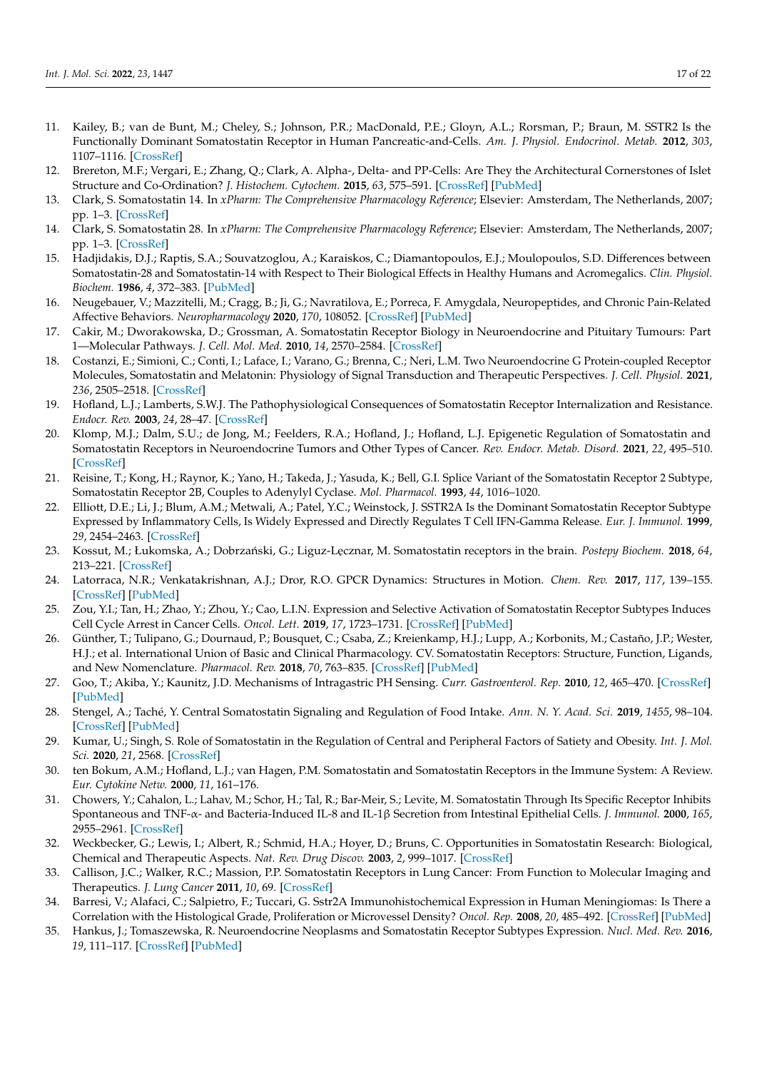11. Kailey, B.; van de Bunt, M.; Cheley, S.; Johnson, P.R.; MacDonald, P.E.; Gloyn, A.L.; Rorsman, P.; Braun, M. SSTR2 Is the Functionally Dominant Somatostatin Receptor in Human Pancreatic-and-Cells. *Am. J. Physiol. Endocrinol. Metab.* **2012**, *303*, 1107–1116. [CrossRef]
12. Brereton, M.F.; Vergari, E.; Zhang, Q.; Clark, A. Alpha-, Delta- and PP-Cells: Are They the Architectural Cornerstones of Islet Structure and Co-Ordination? *J. Histochem. Cytochem.* **2015**, *63*, 575–591. [CrossRef] [PubMed]
13. Clark, S. Somatostatin 14. In *xPharm: The Comprehensive Pharmacology Reference*; Elsevier: Amsterdam, The Netherlands, 2007; pp. 1–3. [CrossRef]
14. Clark, S. Somatostatin 28. In *xPharm: The Comprehensive Pharmacology Reference*; Elsevier: Amsterdam, The Netherlands, 2007; pp. 1–3. [CrossRef]
15. Hadjidakis, D.J.; Raptis, S.A.; Souvatzoglou, A.; Karaiskos, C.; Diamantopoulos, E.J.; Moulopoulos, S.D. Differences between Somatostatin-28 and Somatostatin-14 with Respect to Their Biological Effects in Healthy Humans and Acromegalics. *Clin. Physiol. Biochem.* **1986**, *4*, 372–383. [PubMed]
16. Neugebauer, V.; Mazzitelli, M.; Cragg, B.; Ji, G.; Navratilova, E.; Porreca, F. Amygdala, Neuropeptides, and Chronic Pain-Related Affective Behaviors. *Neuropharmacology* **2020**, *170*, 108052. [CrossRef] [PubMed]
17. Cakir, M.; Dworakowska, D.; Grossman, A. Somatostatin Receptor Biology in Neuroendocrine and Pituitary Tumours: Part 1—Molecular Pathways. *J. Cell. Mol. Med.* **2010**, *14*, 2570–2584. [CrossRef]
18. Costanzi, E.; Simioni, C.; Conti, I.; Laface, I.; Varano, G.; Brenna, C.; Neri, L.M. Two Neuroendocrine G Protein-coupled Receptor Molecules, Somatostatin and Melatonin: Physiology of Signal Transduction and Therapeutic Perspectives. *J. Cell. Physiol.* **2021**, *236*, 2505–2518. [CrossRef]
19. Hofland, L.J.; Lamberts, S.W.J. The Pathophysiological Consequences of Somatostatin Receptor Internalization and Resistance. *Endocr. Rev.* **2003**, *24*, 28–47. [CrossRef]
20. Klomp, M.J.; Dalm, S.U.; de Jong, M.; Feelders, R.A.; Hofland, J.; Hofland, L.J. Epigenetic Regulation of Somatostatin and Somatostatin Receptors in Neuroendocrine Tumors and Other Types of Cancer. *Rev. Endocr. Metab. Disord.* **2021**, *22*, 495–510. [CrossRef]
21. Reisine, T.; Kong, H.; Raynor, K.; Yano, H.; Takeda, J.; Yasuda, K.; Bell, G.I. Splice Variant of the Somatostatin Receptor 2 Subtype, Somatostatin Receptor 2B, Couples to Adenylyl Cyclase. *Mol. Pharmacol.* **1993**, *44*, 1016–1020.
22. Elliott, D.E.; Li, J.; Blum, A.M.; Metwali, A.; Patel, Y.C.; Weinstock, J. SSTR2A Is the Dominant Somatostatin Receptor Subtype Expressed by Inflammatory Cells, Is Widely Expressed and Directly Regulates T Cell IFN-Gamma Release. *Eur. J. Immunol.* **1999**, *29*, 2454–2463. [CrossRef]
23. Kossut, M.; Łukomska, A.; Dobrzański, G.; Liguz-Lęcznar, M. Somatostatin receptors in the brain. *Postepy Biochem.* **2018**, *64*, 213–221. [CrossRef]
24. Latorraca, N.R.; Venkatakrishnan, A.J.; Dror, R.O. GPCR Dynamics: Structures in Motion. *Chem. Rev.* **2017**, *117*, 139–155. [CrossRef] [PubMed]
25. Zou, Y.I.; Tan, H.; Zhao, Y.; Zhou, Y.; Cao, L.I.N. Expression and Selective Activation of Somatostatin Receptor Subtypes Induces Cell Cycle Arrest in Cancer Cells. *Oncol. Lett.* **2019**, *17*, 1723–1731. [CrossRef] [PubMed]
26. Günther, T.; Tulipano, G.; Dournaud, P.; Bousquet, C.; Csaba, Z.; Kreienkamp, H.J.; Lupp, A.; Korbonits, M.; Castaño, J.P.; Wester, H.J.; et al. International Union of Basic and Clinical Pharmacology. CV. Somatostatin Receptors: Structure, Function, Ligands, and New Nomenclature. *Pharmacol. Rev.* **2018**, *70*, 763–835. [CrossRef] [PubMed]
27. Goo, T.; Akiba, Y.; Kaunitz, J.D. Mechanisms of Intragastric PH Sensing. *Curr. Gastroenterol. Rep.* **2010**, *12*, 465–470. [CrossRef] [PubMed]
28. Stengel, A.; Taché, Y. Central Somatostatin Signaling and Regulation of Food Intake. *Ann. N. Y. Acad. Sci.* **2019**, *1455*, 98–104. [CrossRef] [PubMed]
29. Kumar, U.; Singh, S. Role of Somatostatin in the Regulation of Central and Peripheral Factors of Satiety and Obesity. *Int. J. Mol. Sci.* **2020**, *21*, 2568. [CrossRef]
30. ten Bokum, A.M.; Hofland, L.J.; van Hagen, P.M. Somatostatin and Somatostatin Receptors in the Immune System: A Review. *Eur. Cytokine Netw.* **2000**, *11*, 161–176.
31. Chowers, Y.; Cahalon, L.; Lahav, M.; Schor, H.; Tal, R.; Bar-Meir, S.; Levite, M. Somatostatin Through Its Specific Receptor Inhibits Spontaneous and TNF-α- and Bacteria-Induced IL-8 and IL-1β Secretion from Intestinal Epithelial Cells. *J. Immunol.* **2000**, *165*, 2955–2961. [CrossRef]
32. Weckbecker, G.; Lewis, I.; Albert, R.; Schmid, H.A.; Hoyer, D.; Bruns, C. Opportunities in Somatostatin Research: Biological, Chemical and Therapeutic Aspects. *Nat. Rev. Drug Discov.* **2003**, *2*, 999–1017. [CrossRef]
33. Callison, J.C.; Walker, R.C.; Massion, P.P. Somatostatin Receptors in Lung Cancer: From Function to Molecular Imaging and Therapeutics. *J. Lung Cancer* **2011**, *10*, 69. [CrossRef]
34. Barresi, V.; Alafaci, C.; Salpietro, F.; Tuccari, G. Sstr2A Immunohistochemical Expression in Human Meningiomas: Is There a Correlation with the Histological Grade, Proliferation or Microvessel Density? *Oncol. Rep.* **2008**, *20*, 485–492. [CrossRef] [PubMed]
35. Hankus, J.; Tomaszewska, R. Neuroendocrine Neoplasms and Somatostatin Receptor Subtypes Expression. *Nucl. Med. Rev.* **2016**, *19*, 111–117. [CrossRef] [PubMed]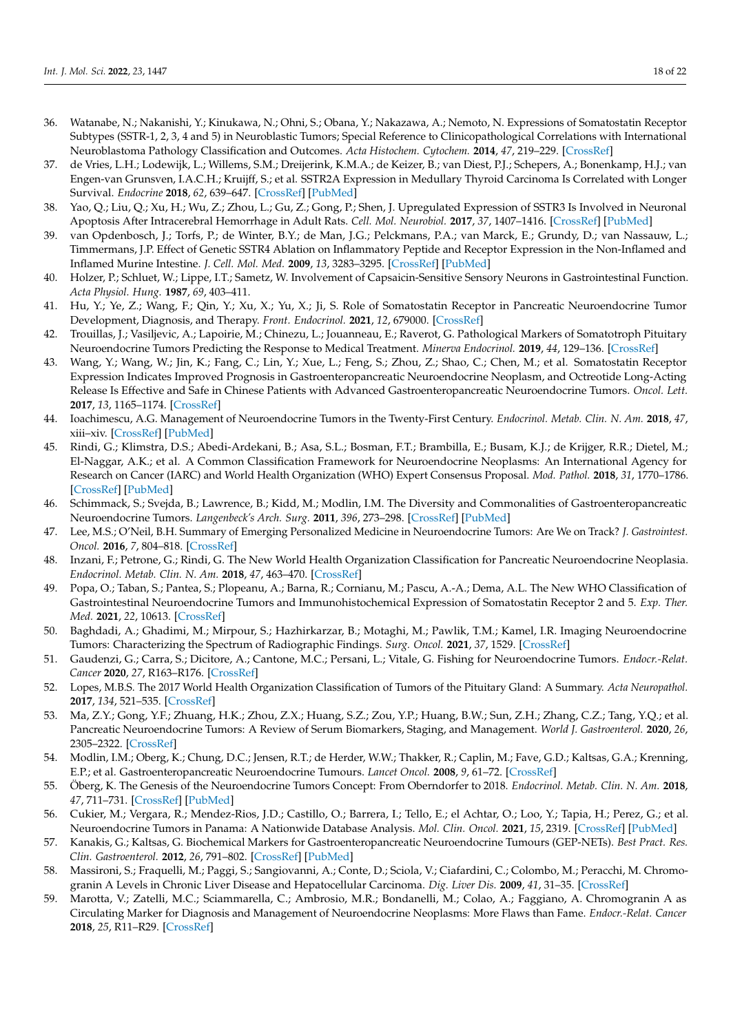36. Watanabe, N.; Nakanishi, Y.; Kinukawa, N.; Ohni, S.; Obana, Y.; Nakazawa, A.; Nemoto, N. Expressions of Somatostatin Receptor Subtypes (SSTR-1, 2, 3, 4 and 5) in Neuroblastic Tumors; Special Reference to Clinicopathological Correlations with International Neuroblastoma Pathology Classification and Outcomes. *Acta Histochem. Cytochem.* **2014**, *47*, 219–229. [CrossRef]
37. de Vries, L.H.; Lodewijk, L.; Willems, S.M.; Dreijerink, K.M.A.; de Keizer, B.; van Diest, P.J.; Schepers, A.; Bonenkamp, H.J.; van Engen-van Grunsven, I.A.C.H.; Kruijff, S.; et al. SSTR2A Expression in Medullary Thyroid Carcinoma Is Correlated with Longer Survival. *Endocrine* **2018**, *62*, 639–647. [CrossRef] [PubMed]
38. Yao, Q.; Liu, Q.; Xu, H.; Wu, Z.; Zhou, L.; Gu, Z.; Gong, P.; Shen, J. Upregulated Expression of SSTR3 Is Involved in Neuronal Apoptosis After Intracerebral Hemorrhage in Adult Rats. *Cell. Mol. Neurobiol.* **2017**, *37*, 1407–1416. [CrossRef] [PubMed]
39. van Opdenbosch, J.; Torfs, P.; de Winter, B.Y.; de Man, J.G.; Pelckmans, P.A.; van Marck, E.; Grundy, D.; van Nassauw, L.; Timmermans, J.P. Effect of Genetic SSTR4 Ablation on Inflammatory Peptide and Receptor Expression in the Non-Inflamed and Inflamed Murine Intestine. *J. Cell. Mol. Med.* **2009**, *13*, 3283–3295. [CrossRef] [PubMed]
40. Holzer, P.; Schluet, W.; Lippe, I.T.; Sametz, W. Involvement of Capsaicin-Sensitive Sensory Neurons in Gastrointestinal Function. *Acta Physiol. Hung.* **1987**, *69*, 403–411.
41. Hu, Y.; Ye, Z.; Wang, F.; Qin, Y.; Xu, X.; Yu, X.; Ji, S. Role of Somatostatin Receptor in Pancreatic Neuroendocrine Tumor Development, Diagnosis, and Therapy. *Front. Endocrinol.* **2021**, *12*, 679000. [CrossRef]
42. Trouillas, J.; Vasiljevic, A.; Lapoirie, M.; Chinezu, L.; Jouanneau, E.; Raverot, G. Pathological Markers of Somatotroph Pituitary Neuroendocrine Tumors Predicting the Response to Medical Treatment. *Minerva Endocrinol.* **2019**, *44*, 129–136. [CrossRef]
43. Wang, Y.; Wang, W.; Jin, K.; Fang, C.; Lin, Y.; Xue, L.; Feng, S.; Zhou, Z.; Shao, C.; Chen, M.; et al. Somatostatin Receptor Expression Indicates Improved Prognosis in Gastroenteropancreatic Neuroendocrine Neoplasm, and Octreotide Long-Acting Release Is Effective and Safe in Chinese Patients with Advanced Gastroenteropancreatic Neuroendocrine Tumors. *Oncol. Lett.* **2017**, *13*, 1165–1174. [CrossRef]
44. Ioachimescu, A.G. Management of Neuroendocrine Tumors in the Twenty-First Century. *Endocrinol. Metab. Clin. N. Am.* **2018**, *47*, xiii–xiv. [CrossRef] [PubMed]
45. Rindi, G.; Klimstra, D.S.; Abedi-Ardekani, B.; Asa, S.L.; Bosman, F.T.; Brambilla, E.; Busam, K.J.; de Krijger, R.R.; Dietel, M.; El-Naggar, A.K.; et al. A Common Classification Framework for Neuroendocrine Neoplasms: An International Agency for Research on Cancer (IARC) and World Health Organization (WHO) Expert Consensus Proposal. *Mod. Pathol.* **2018**, *31*, 1770–1786. [CrossRef] [PubMed]
46. Schimmack, S.; Svejda, B.; Lawrence, B.; Kidd, M.; Modlin, I.M. The Diversity and Commonalities of Gastroenteropancreatic Neuroendocrine Tumors. *Langenbeck's Arch. Surg.* **2011**, *396*, 273–298. [CrossRef] [PubMed]
47. Lee, M.S.; O'Neil, B.H. Summary of Emerging Personalized Medicine in Neuroendocrine Tumors: Are We on Track? *J. Gastrointest. Oncol.* **2016**, *7*, 804–818. [CrossRef]
48. Inzani, F.; Petrone, G.; Rindi, G. The New World Health Organization Classification for Pancreatic Neuroendocrine Neoplasia. *Endocrinol. Metab. Clin. N. Am.* **2018**, *47*, 463–470. [CrossRef]
49. Popa, O.; Taban, S.; Pantea, S.; Plopeanu, A.; Barna, R.; Cornianu, M.; Pascu, A.-A.; Dema, A.L. The New WHO Classification of Gastrointestinal Neuroendocrine Tumors and Immunohistochemical Expression of Somatostatin Receptor 2 and 5. *Exp. Ther. Med.* **2021**, *22*, 10613. [CrossRef]
50. Baghdadi, A.; Ghadimi, M.; Mirpour, S.; Hazhirkarzar, B.; Motaghi, M.; Pawlik, T.M.; Kamel, I.R. Imaging Neuroendocrine Tumors: Characterizing the Spectrum of Radiographic Findings. *Surg. Oncol.* **2021**, *37*, 1529. [CrossRef]
51. Gaudenzi, G.; Carra, S.; Dicitore, A.; Cantone, M.C.; Persani, L.; Vitale, G. Fishing for Neuroendocrine Tumors. *Endocr.-Relat. Cancer* **2020**, *27*, R163–R176. [CrossRef]
52. Lopes, M.B.S. The 2017 World Health Organization Classification of Tumors of the Pituitary Gland: A Summary. *Acta Neuropathol.* **2017**, *134*, 521–535. [CrossRef]
53. Ma, Z.Y.; Gong, Y.F.; Zhuang, H.K.; Zhou, Z.X.; Huang, S.Z.; Zou, Y.P.; Huang, B.W.; Sun, Z.H.; Zhang, C.Z.; Tang, Y.Q.; et al. Pancreatic Neuroendocrine Tumors: A Review of Serum Biomarkers, Staging, and Management. *World J. Gastroenterol.* **2020**, *26*, 2305–2322. [CrossRef]
54. Modlin, I.M.; Oberg, K.; Chung, D.C.; Jensen, R.T.; de Herder, W.W.; Thakker, R.; Caplin, M.; Fave, G.D.; Kaltsas, G.A.; Krenning, E.P.; et al. Gastroenteropancreatic Neuroendocrine Tumours. *Lancet Oncol.* **2008**, *9*, 61–72. [CrossRef]
55. Öberg, K. The Genesis of the Neuroendocrine Tumors Concept: From Oberndorfer to 2018. *Endocrinol. Metab. Clin. N. Am.* **2018**, *47*, 711–731. [CrossRef] [PubMed]
56. Cukier, M.; Vergara, R.; Mendez-Rios, J.D.; Castillo, O.; Barrera, I.; Tello, E.; el Achtar, O.; Loo, Y.; Tapia, H.; Perez, G.; et al. Neuroendocrine Tumors in Panama: A Nationwide Database Analysis. *Mol. Clin. Oncol.* **2021**, *15*, 2319. [CrossRef] [PubMed]
57. Kanakis, G.; Kaltsas, G. Biochemical Markers for Gastroenteropancreatic Neuroendocrine Tumours (GEP-NETs). *Best Pract. Res. Clin. Gastroenterol.* **2012**, *26*, 791–802. [CrossRef] [PubMed]
58. Massironi, S.; Fraquelli, M.; Paggi, S.; Sangiovanni, A.; Conte, D.; Sciola, V.; Ciafardini, C.; Colombo, M.; Peracchi, M. Chromogranin A Levels in Chronic Liver Disease and Hepatocellular Carcinoma. *Dig. Liver Dis.* **2009**, *41*, 31–35. [CrossRef]
59. Marotta, V.; Zatelli, M.C.; Sciammarella, C.; Ambrosio, M.R.; Bondanelli, M.; Colao, A.; Faggiano, A. Chromogranin A as Circulating Marker for Diagnosis and Management of Neuroendocrine Neoplasms: More Flaws than Fame. *Endocr.-Relat. Cancer* **2018**, *25*, R11–R29. [CrossRef]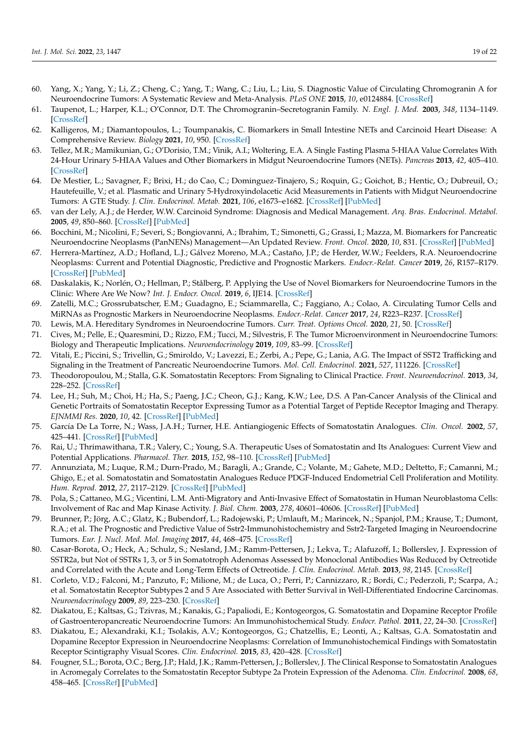60. Yang, X.; Yang, Y.; Li, Z.; Cheng, C.; Yang, T.; Wang, C.; Liu, L.; Liu, S. Diagnostic Value of Circulating Chromogranin A for Neuroendocrine Tumors: A Systematic Review and Meta-Analysis. *PLoS ONE* **2015**, *10*, e0124884. [CrossRef]
61. Taupenot, L.; Harper, K.L.; O'Connor, D.T. The Chromogranin–Secretogranin Family. *N. Engl. J. Med.* **2003**, *348*, 1134–1149. [CrossRef]
62. Kalligeros, M.; Diamantopoulos, L.; Toumpanakis, C. Biomarkers in Small Intestine NETs and Carcinoid Heart Disease: A Comprehensive Review. *Biology* **2021**, *10*, 950. [CrossRef]
63. Tellez, M.R.; Mamikunian, G.; O'Dorisio, T.M.; Vinik, A.I.; Woltering, E.A. A Single Fasting Plasma 5-HIAA Value Correlates With 24-Hour Urinary 5-HIAA Values and Other Biomarkers in Midgut Neuroendocrine Tumors (NETs). *Pancreas* **2013**, *42*, 405–410. [CrossRef]
64. De Mestier, L.; Savagner, F.; Brixi, H.; do Cao, C.; Dominguez-Tinajero, S.; Roquin, G.; Goichot, B.; Hentic, O.; Dubreuil, O.; Hautefeuille, V.; et al. Plasmatic and Urinary 5-Hydroxyindolacetic Acid Measurements in Patients with Midgut Neuroendocrine Tumors: A GTE Study. *J. Clin. Endocrinol. Metab.* **2021**, *106*, e1673–e1682. [CrossRef] [PubMed]
65. van der Lely, A.J.; de Herder, W.W. Carcinoid Syndrome: Diagnosis and Medical Management. *Arq. Bras. Endocrinol. Metabol.* **2005**, *49*, 850–860. [CrossRef] [PubMed]
66. Bocchini, M.; Nicolini, F.; Severi, S.; Bongiovanni, A.; Ibrahim, T.; Simonetti, G.; Grassi, I.; Mazza, M. Biomarkers for Pancreatic Neuroendocrine Neoplasms (PanNENs) Management—An Updated Review. *Front. Oncol.* **2020**, *10*, 831. [CrossRef] [PubMed]
67. Herrera-Martínez, A.D.; Hofland, L.J.; Gálvez Moreno, M.A.; Castaño, J.P.; de Herder, W.W.; Feelders, R.A. Neuroendocrine Neoplasms: Current and Potential Diagnostic, Predictive and Prognostic Markers. *Endocr.-Relat. Cancer* **2019**, *26*, R157–R179. [CrossRef] [PubMed]
68. Daskalakis, K.; Norlén, O.; Hellman, P.; Stålberg, P. Applying the Use of Novel Biomarkers for Neuroendocrine Tumors in the Clinic: Where Are We Now? *Int. J. Endocr. Oncol.* **2019**, *6*, IJE14. [CrossRef]
69. Zatelli, M.C.; Grossrubatscher, E.M.; Guadagno, E.; Sciammarella, C.; Faggiano, A.; Colao, A. Circulating Tumor Cells and MiRNAs as Prognostic Markers in Neuroendocrine Neoplasms. *Endocr.-Relat. Cancer* **2017**, *24*, R223–R237. [CrossRef]
70. Lewis, M.A. Hereditary Syndromes in Neuroendocrine Tumors. *Curr. Treat. Options Oncol.* **2020**, *21*, 50. [CrossRef]
71. Cives, M.; Pelle, E.; Quaresmini, D.; Rizzo, F.M.; Tucci, M.; Silvestris, F. The Tumor Microenvironment in Neuroendocrine Tumors: Biology and Therapeutic Implications. *Neuroendocrinology* **2019**, *109*, 83–99. [CrossRef]
72. Vitali, E.; Piccini, S.; Trivellin, G.; Smiroldo, V.; Lavezzi, E.; Zerbi, A.; Pepe, G.; Lania, A.G. The Impact of SST2 Trafficking and Signaling in the Treatment of Pancreatic Neuroendocrine Tumors. *Mol. Cell. Endocrinol.* **2021**, *527*, 111226. [CrossRef]
73. Theodoropoulou, M.; Stalla, G.K. Somatostatin Receptors: From Signaling to Clinical Practice. *Front. Neuroendocrinol.* **2013**, *34*, 228–252. [CrossRef]
74. Lee, H.; Suh, M.; Choi, H.; Ha, S.; Paeng, J.C.; Cheon, G.J.; Kang, K.W.; Lee, D.S. A Pan-Cancer Analysis of the Clinical and Genetic Portraits of Somatostatin Receptor Expressing Tumor as a Potential Target of Peptide Receptor Imaging and Therapy. *EJNMMI Res.* **2020**, *10*, 42. [CrossRef] [PubMed]
75. García De La Torre, N.; Wass, J.A.H.; Turner, H.E. Antiangiogenic Effects of Somatostatin Analogues. *Clin. Oncol.* **2002**, *57*, 425–441. [CrossRef] [PubMed]
76. Rai, U.; Thrimawithana, T.R.; Valery, C.; Young, S.A. Therapeutic Uses of Somatostatin and Its Analogues: Current View and Potential Applications. *Pharmacol. Ther.* **2015**, *152*, 98–110. [CrossRef] [PubMed]
77. Annunziata, M.; Luque, R.M.; Durn-Prado, M.; Baragli, A.; Grande, C.; Volante, M.; Gahete, M.D.; Deltetto, F.; Camanni, M.; Ghigo, E.; et al. Somatostatin and Somatostatin Analogues Reduce PDGF-Induced Endometrial Cell Proliferation and Motility. *Hum. Reprod.* **2012**, *27*, 2117–2129. [CrossRef] [PubMed]
78. Pola, S.; Cattaneo, M.G.; Vicentini, L.M. Anti-Migratory and Anti-Invasive Effect of Somatostatin in Human Neuroblastoma Cells: Involvement of Rac and Map Kinase Activity. *J. Biol. Chem.* **2003**, *278*, 40601–40606. [CrossRef] [PubMed]
79. Brunner, P.; Jörg, A.C.; Glatz, K.; Bubendorf, L.; Radojewski, P.; Umlauft, M.; Marincek, N.; Spanjol, P.M.; Krause, T.; Dumont, R.A.; et al. The Prognostic and Predictive Value of Sstr2-Immunohistochemistry and Sstr2-Targeted Imaging in Neuroendocrine Tumors. *Eur. J. Nucl. Med. Mol. Imaging* **2017**, *44*, 468–475. [CrossRef]
80. Casar-Borota, O.; Heck, A.; Schulz, S.; Nesland, J.M.; Ramm-Pettersen, J.; Lekva, T.; Alafuzoff, I.; Bollerslev, J. Expression of SSTR2a, but Not of SSTRs 1, 3, or 5 in Somatotroph Adenomas Assessed by Monoclonal Antibodies Was Reduced by Octreotide and Correlated with the Acute and Long-Term Effects of Octreotide. *J. Clin. Endocrinol. Metab.* **2013**, *98*, 2145. [CrossRef]
81. Corleto, V.D.; Falconi, M.; Panzuto, F.; Milione, M.; de Luca, O.; Perri, P.; Cannizzaro, R.; Bordi, C.; Pederzoli, P.; Scarpa, A.; et al. Somatostatin Receptor Subtypes 2 and 5 Are Associated with Better Survival in Well-Differentiated Endocrine Carcinomas. *Neuroendocrinology* **2009**, *89*, 223–230. [CrossRef]
82. Diakatou, E.; Kaltsas, G.; Tzivras, M.; Kanakis, G.; Papaliodi, E.; Kontogeorgos, G. Somatostatin and Dopamine Receptor Profile of Gastroenteropancreatic Neuroendocrine Tumors: An Immunohistochemical Study. *Endocr. Pathol.* **2011**, *22*, 24–30. [CrossRef]
83. Diakatou, E.; Alexandraki, K.I.; Tsolakis, A.V.; Kontogeorgos, G.; Chatzellis, E.; Leonti, A.; Kaltsas, G.A. Somatostatin and Dopamine Receptor Expression in Neuroendocrine Neoplasms: Correlation of Immunohistochemical Findings with Somatostatin Receptor Scintigraphy Visual Scores. *Clin. Endocrinol.* **2015**, *83*, 420–428. [CrossRef]
84. Fougner, S.L.; Borota, O.C.; Berg, J.P.; Hald, J.K.; Ramm-Pettersen, J.; Bollerslev, J. The Clinical Response to Somatostatin Analogues in Acromegaly Correlates to the Somatostatin Receptor Subtype 2a Protein Expression of the Adenoma. *Clin. Endocrinol.* **2008**, *68*, 458–465. [CrossRef] [PubMed]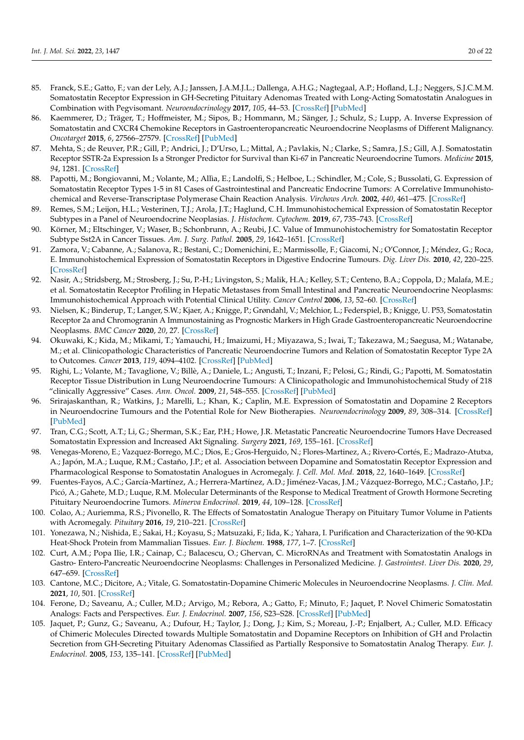85. Franck, S.E.; Gatto, F.; van der Lely, A.J.; Janssen, J.A.M.J.L.; Dallenga, A.H.G.; Nagtegaal, A.P.; Hofland, L.J.; Neggers, S.J.C.M.M. Somatostatin Receptor Expression in GH-Secreting Pituitary Adenomas Treated with Long-Acting Somatostatin Analogues in Combination with Pegvisomant. *Neuroendocrinology* **2017**, *105*, 44–53. [CrossRef] [PubMed]
86. Kaemmerer, D.; Träger, T.; Hoffmeister, M.; Sipos, B.; Hommann, M.; Sänger, J.; Schulz, S.; Lupp, A. Inverse Expression of Somatostatin and CXCR4 Chemokine Receptors in Gastroenteropancreatic Neuroendocrine Neoplasms of Different Malignancy. *Oncotarget* **2015**, *6*, 27566–27579. [CrossRef] [PubMed]
87. Mehta, S.; de Reuver, P.R.; Gill, P.; Andrici, J.; D'Urso, L.; Mittal, A.; Pavlakis, N.; Clarke, S.; Samra, J.S.; Gill, A.J. Somatostatin Receptor SSTR-2a Expression Is a Stronger Predictor for Survival than Ki-67 in Pancreatic Neuroendocrine Tumors. *Medicine* **2015**, *94*, 1281. [CrossRef]
88. Papotti, M.; Bongiovanni, M.; Volante, M.; Allìa, E.; Landolfi, S.; Helboe, L.; Schindler, M.; Cole, S.; Bussolati, G. Expression of Somatostatin Receptor Types 1-5 in 81 Cases of Gastrointestinal and Pancreatic Endocrine Tumors: A Correlative Immunohistochemical and Reverse-Transcriptase Polymerase Chain Reaction Analysis. *Virchows Arch.* **2002**, *440*, 461–475. [CrossRef]
89. Remes, S.M.; Leijon, H.L.; Vesterinen, T.J.; Arola, J.T.; Haglund, C.H. Immunohistochemical Expression of Somatostatin Receptor Subtypes in a Panel of Neuroendocrine Neoplasias. *J. Histochem. Cytochem.* **2019**, *67*, 735–743. [CrossRef]
90. Körner, M.; Eltschinger, V.; Waser, B.; Schonbrunn, A.; Reubi, J.C. Value of Immunohistochemistry for Somatostatin Receptor Subtype Sst2A in Cancer Tissues. *Am. J. Surg. Pathol.* **2005**, *29*, 1642–1651. [CrossRef]
91. Zamora, V.; Cabanne, A.; Salanova, R.; Bestani, C.; Domenichini, E.; Marmissolle, F.; Giacomi, N.; O'Connor, J.; Méndez, G.; Roca, E. Immunohistochemical Expression of Somatostatin Receptors in Digestive Endocrine Tumours. *Dig. Liver Dis.* **2010**, *42*, 220–225. [CrossRef]
92. Nasir, A.; Stridsberg, M.; Strosberg, J.; Su, P.-H.; Livingston, S.; Malik, H.A.; Kelley, S.T.; Centeno, B.A.; Coppola, D.; Malafa, M.E.; et al. Somatostatin Receptor Profiling in Hepatic Metastases from Small Intestinal and Pancreatic Neuroendocrine Neoplasms: Immunohistochemical Approach with Potential Clinical Utility. *Cancer Control* **2006**, *13*, 52–60. [CrossRef]
93. Nielsen, K.; Binderup, T.; Langer, S.W.; Kjaer, A.; Knigge, P.; Grøndahl, V.; Melchior, L.; Federspiel, B.; Knigge, U. P53, Somatostatin Receptor 2a and Chromogranin A Immunostaining as Prognostic Markers in High Grade Gastroenteropancreatic Neuroendocrine Neoplasms. *BMC Cancer* **2020**, *20*, 27. [CrossRef]
94. Okuwaki, K.; Kida, M.; Mikami, T.; Yamauchi, H.; Imaizumi, H.; Miyazawa, S.; Iwai, T.; Takezawa, M.; Saegusa, M.; Watanabe, M.; et al. Clinicopathologic Characteristics of Pancreatic Neuroendocrine Tumors and Relation of Somatostatin Receptor Type 2A to Outcomes. *Cancer* **2013**, *119*, 4094–4102. [CrossRef] [PubMed]
95. Righi, L.; Volante, M.; Tavaglione, V.; Billè, A.; Daniele, L.; Angusti, T.; Inzani, F.; Pelosi, G.; Rindi, G.; Papotti, M. Somatostatin Receptor Tissue Distribution in Lung Neuroendocrine Tumours: A Clinicopathologic and Immunohistochemical Study of 218 "clinically Aggressive" Cases. *Ann. Oncol.* **2009**, *21*, 548–555. [CrossRef] [PubMed]
96. Srirajaskanthan, R.; Watkins, J.; Marelli, L.; Khan, K.; Caplin, M.E. Expression of Somatostatin and Dopamine 2 Receptors in Neuroendocrine Tumours and the Potential Role for New Biotherapies. *Neuroendocrinology* **2009**, *89*, 308–314. [CrossRef] [PubMed]
97. Tran, C.G.; Scott, A.T.; Li, G.; Sherman, S.K.; Ear, P.H.; Howe, J.R. Metastatic Pancreatic Neuroendocrine Tumors Have Decreased Somatostatin Expression and Increased Akt Signaling. *Surgery* **2021**, *169*, 155–161. [CrossRef]
98. Venegas-Moreno, E.; Vazquez-Borrego, M.C.; Dios, E.; Gros-Herguido, N.; Flores-Martinez, A.; Rivero-Cortés, E.; Madrazo-Atutxa, A.; Japón, M.A.; Luque, R.M.; Castaño, J.P.; et al. Association between Dopamine and Somatostatin Receptor Expression and Pharmacological Response to Somatostatin Analogues in Acromegaly. *J. Cell. Mol. Med.* **2018**, *22*, 1640–1649. [CrossRef]
99. Fuentes-Fayos, A.C.; García-Martínez, A.; Herrera-Martínez, A.D.; Jiménez-Vacas, J.M.; Vázquez-Borrego, M.C.; Castaño, J.P.; Picó, A.; Gahete, M.D.; Luque, R.M. Molecular Determinants of the Response to Medical Treatment of Growth Hormone Secreting Pituitary Neuroendocrine Tumors. *Minerva Endocrinol.* **2019**, *44*, 109–128. [CrossRef]
100. Colao, A.; Auriemma, R.S.; Pivonello, R. The Effects of Somatostatin Analogue Therapy on Pituitary Tumor Volume in Patients with Acromegaly. *Pituitary* **2016**, *19*, 210–221. [CrossRef]
101. Yonezawa, N.; Nishida, E.; Sakai, H.; Koyasu, S.; Matsuzaki, F.; Iida, K.; Yahara, I. Purification and Characterization of the 90-KDa Heat-Shock Protein from Mammalian Tissues. *Eur. J. Biochem.* **1988**, *177*, 1–7. [CrossRef]
102. Curt, A.M.; Popa Ilie, I.R.; Cainap, C.; Balacescu, O.; Ghervan, C. MicroRNAs and Treatment with Somatostatin Analogs in Gastro- Entero-Pancreatic Neuroendocrine Neoplasms: Challenges in Personalized Medicine. *J. Gastrointest. Liver Dis.* **2020**, *29*, 647–659. [CrossRef]
103. Cantone, M.C.; Dicitore, A.; Vitale, G. Somatostatin-Dopamine Chimeric Molecules in Neuroendocrine Neoplasms. *J. Clin. Med.* **2021**, *10*, 501. [CrossRef]
104. Ferone, D.; Saveanu, A.; Culler, M.D.; Arvigo, M.; Rebora, A.; Gatto, F.; Minuto, F.; Jaquet, P. Novel Chimeric Somatostatin Analogs: Facts and Perspectives. *Eur. J. Endocrinol.* **2007**, *156*, S23–S28. [CrossRef] [PubMed]
105. Jaquet, P.; Gunz, G.; Saveanu, A.; Dufour, H.; Taylor, J.; Dong, J.; Kim, S.; Moreau, J.-P.; Enjalbert, A.; Culler, M.D. Efficacy of Chimeric Molecules Directed towards Multiple Somatostatin and Dopamine Receptors on Inhibition of GH and Prolactin Secretion from GH-Secreting Pituitary Adenomas Classified as Partially Responsive to Somatostatin Analog Therapy. *Eur. J. Endocrinol.* **2005**, *153*, 135–141. [CrossRef] [PubMed]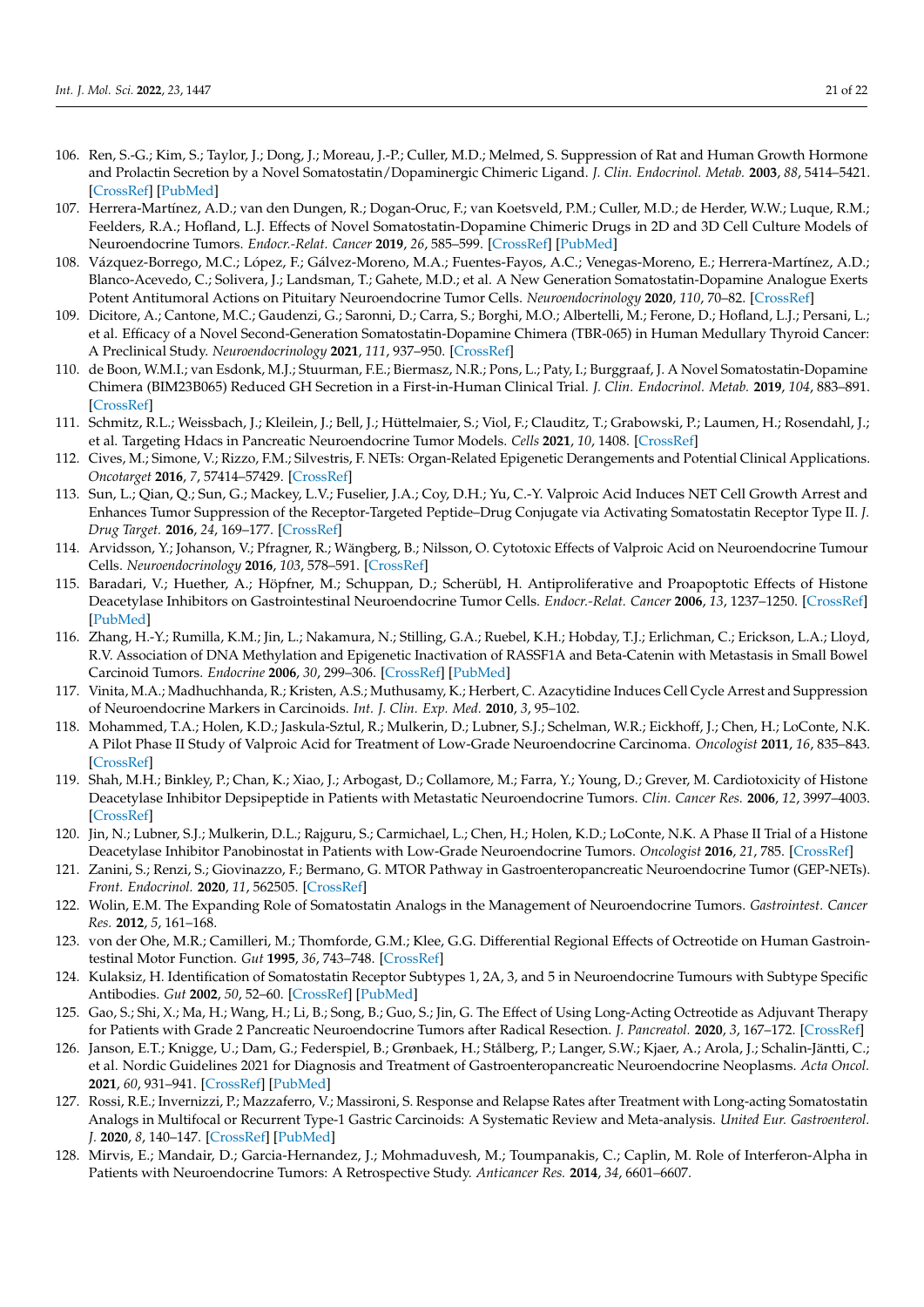106. Ren, S.-G.; Kim, S.; Taylor, J.; Dong, J.; Moreau, J.-P.; Culler, M.D.; Melmed, S. Suppression of Rat and Human Growth Hormone and Prolactin Secretion by a Novel Somatostatin/Dopaminergic Chimeric Ligand. *J. Clin. Endocrinol. Metab.* **2003**, *88*, 5414–5421. [CrossRef] [PubMed]
107. Herrera-Martínez, A.D.; van den Dungen, R.; Dogan-Oruc, F.; van Koetsveld, P.M.; Culler, M.D.; de Herder, W.W.; Luque, R.M.; Feelders, R.A.; Hofland, L.J. Effects of Novel Somatostatin-Dopamine Chimeric Drugs in 2D and 3D Cell Culture Models of Neuroendocrine Tumors. *Endocr.-Relat. Cancer* **2019**, *26*, 585–599. [CrossRef] [PubMed]
108. Vázquez-Borrego, M.C.; López, F.; Gálvez-Moreno, M.A.; Fuentes-Fayos, A.C.; Venegas-Moreno, E.; Herrera-Martínez, A.D.; Blanco-Acevedo, C.; Solivera, J.; Landsman, T.; Gahete, M.D.; et al. A New Generation Somatostatin-Dopamine Analogue Exerts Potent Antitumoral Actions on Pituitary Neuroendocrine Tumor Cells. *Neuroendocrinology* **2020**, *110*, 70–82. [CrossRef]
109. Dicitore, A.; Cantone, M.C.; Gaudenzi, G.; Saronni, D.; Carra, S.; Borghi, M.O.; Albertelli, M.; Ferone, D.; Hofland, L.J.; Persani, L.; et al. Efficacy of a Novel Second-Generation Somatostatin-Dopamine Chimera (TBR-065) in Human Medullary Thyroid Cancer: A Preclinical Study. *Neuroendocrinology* **2021**, *111*, 937–950. [CrossRef]
110. de Boon, W.M.I.; van Esdonk, M.J.; Stuurman, F.E.; Biermasz, N.R.; Pons, L.; Paty, I.; Burggraaf, J. A Novel Somatostatin-Dopamine Chimera (BIM23B065) Reduced GH Secretion in a First-in-Human Clinical Trial. *J. Clin. Endocrinol. Metab.* **2019**, *104*, 883–891. [CrossRef]
111. Schmitz, R.L.; Weissbach, J.; Kleilein, J.; Bell, J.; Hüttelmaier, S.; Viol, F.; Clauditz, T.; Grabowski, P.; Laumen, H.; Rosendahl, J.; et al. Targeting Hdacs in Pancreatic Neuroendocrine Tumor Models. *Cells* **2021**, *10*, 1408. [CrossRef]
112. Cives, M.; Simone, V.; Rizzo, F.M.; Silvestris, F. NETs: Organ-Related Epigenetic Derangements and Potential Clinical Applications. *Oncotarget* **2016**, *7*, 57414–57429. [CrossRef]
113. Sun, L.; Qian, Q.; Sun, G.; Mackey, L.V.; Fuselier, J.A.; Coy, D.H.; Yu, C.-Y. Valproic Acid Induces NET Cell Growth Arrest and Enhances Tumor Suppression of the Receptor-Targeted Peptide–Drug Conjugate via Activating Somatostatin Receptor Type II. *J. Drug Target.* **2016**, *24*, 169–177. [CrossRef]
114. Arvidsson, Y.; Johanson, V.; Pfragner, R.; Wängberg, B.; Nilsson, O. Cytotoxic Effects of Valproic Acid on Neuroendocrine Tumour Cells. *Neuroendocrinology* **2016**, *103*, 578–591. [CrossRef]
115. Baradari, V.; Huether, A.; Höpfner, M.; Schuppan, D.; Scherübl, H. Antiproliferative and Proapoptotic Effects of Histone Deacetylase Inhibitors on Gastrointestinal Neuroendocrine Tumor Cells. *Endocr.-Relat. Cancer* **2006**, *13*, 1237–1250. [CrossRef] [PubMed]
116. Zhang, H.-Y.; Rumilla, K.M.; Jin, L.; Nakamura, N.; Stilling, G.A.; Ruebel, K.H.; Hobday, T.J.; Erlichman, C.; Erickson, L.A.; Lloyd, R.V. Association of DNA Methylation and Epigenetic Inactivation of RASSF1A and Beta-Catenin with Metastasis in Small Bowel Carcinoid Tumors. *Endocrine* **2006**, *30*, 299–306. [CrossRef] [PubMed]
117. Vinita, M.A.; Madhuchhanda, R.; Kristen, A.S.; Muthusamy, K.; Herbert, C. Azacytidine Induces Cell Cycle Arrest and Suppression of Neuroendocrine Markers in Carcinoids. *Int. J. Clin. Exp. Med.* **2010**, *3*, 95–102.
118. Mohammed, T.A.; Holen, K.D.; Jaskula-Sztul, R.; Mulkerin, D.; Lubner, S.J.; Schelman, W.R.; Eickhoff, J.; Chen, H.; LoConte, N.K. A Pilot Phase II Study of Valproic Acid for Treatment of Low-Grade Neuroendocrine Carcinoma. *Oncologist* **2011**, *16*, 835–843. [CrossRef]
119. Shah, M.H.; Binkley, P.; Chan, K.; Xiao, J.; Arbogast, D.; Collamore, M.; Farra, Y.; Young, D.; Grever, M. Cardiotoxicity of Histone Deacetylase Inhibitor Depsipeptide in Patients with Metastatic Neuroendocrine Tumors. *Clin. Cancer Res.* **2006**, *12*, 3997–4003. [CrossRef]
120. Jin, N.; Lubner, S.J.; Mulkerin, D.L.; Rajguru, S.; Carmichael, L.; Chen, H.; Holen, K.D.; LoConte, N.K. A Phase II Trial of a Histone Deacetylase Inhibitor Panobinostat in Patients with Low-Grade Neuroendocrine Tumors. *Oncologist* **2016**, *21*, 785. [CrossRef]
121. Zanini, S.; Renzi, S.; Giovinazzo, F.; Bermano, G. MTOR Pathway in Gastroenteropancreatic Neuroendocrine Tumor (GEP-NETs). *Front. Endocrinol.* **2020**, *11*, 562505. [CrossRef]
122. Wolin, E.M. The Expanding Role of Somatostatin Analogs in the Management of Neuroendocrine Tumors. *Gastrointest. Cancer Res.* **2012**, *5*, 161–168.
123. von der Ohe, M.R.; Camilleri, M.; Thomforde, G.M.; Klee, G.G. Differential Regional Effects of Octreotide on Human Gastrointestinal Motor Function. *Gut* **1995**, *36*, 743–748. [CrossRef]
124. Kulaksiz, H. Identification of Somatostatin Receptor Subtypes 1, 2A, 3, and 5 in Neuroendocrine Tumours with Subtype Specific Antibodies. *Gut* **2002**, *50*, 52–60. [CrossRef] [PubMed]
125. Gao, S.; Shi, X.; Ma, H.; Wang, H.; Li, B.; Song, B.; Guo, S.; Jin, G. The Effect of Using Long-Acting Octreotide as Adjuvant Therapy for Patients with Grade 2 Pancreatic Neuroendocrine Tumors after Radical Resection. *J. Pancreatol.* **2020**, *3*, 167–172. [CrossRef]
126. Janson, E.T.; Knigge, U.; Dam, G.; Federspiel, B.; Grønbaek, H.; Stålberg, P.; Langer, S.W.; Kjaer, A.; Arola, J.; Schalin-Jäntti, C.; et al. Nordic Guidelines 2021 for Diagnosis and Treatment of Gastroenteropancreatic Neuroendocrine Neoplasms. *Acta Oncol.* **2021**, *60*, 931–941. [CrossRef] [PubMed]
127. Rossi, R.E.; Invernizzi, P.; Mazzaferro, V.; Massironi, S. Response and Relapse Rates after Treatment with Long-acting Somatostatin Analogs in Multifocal or Recurrent Type-1 Gastric Carcinoids: A Systematic Review and Meta-analysis. *United Eur. Gastroenterol. J.* **2020**, *8*, 140–147. [CrossRef] [PubMed]
128. Mirvis, E.; Mandair, D.; Garcia-Hernandez, J.; Mohmaduvesh, M.; Toumpanakis, C.; Caplin, M. Role of Interferon-Alpha in Patients with Neuroendocrine Tumors: A Retrospective Study. *Anticancer Res.* **2014**, *34*, 6601–6607.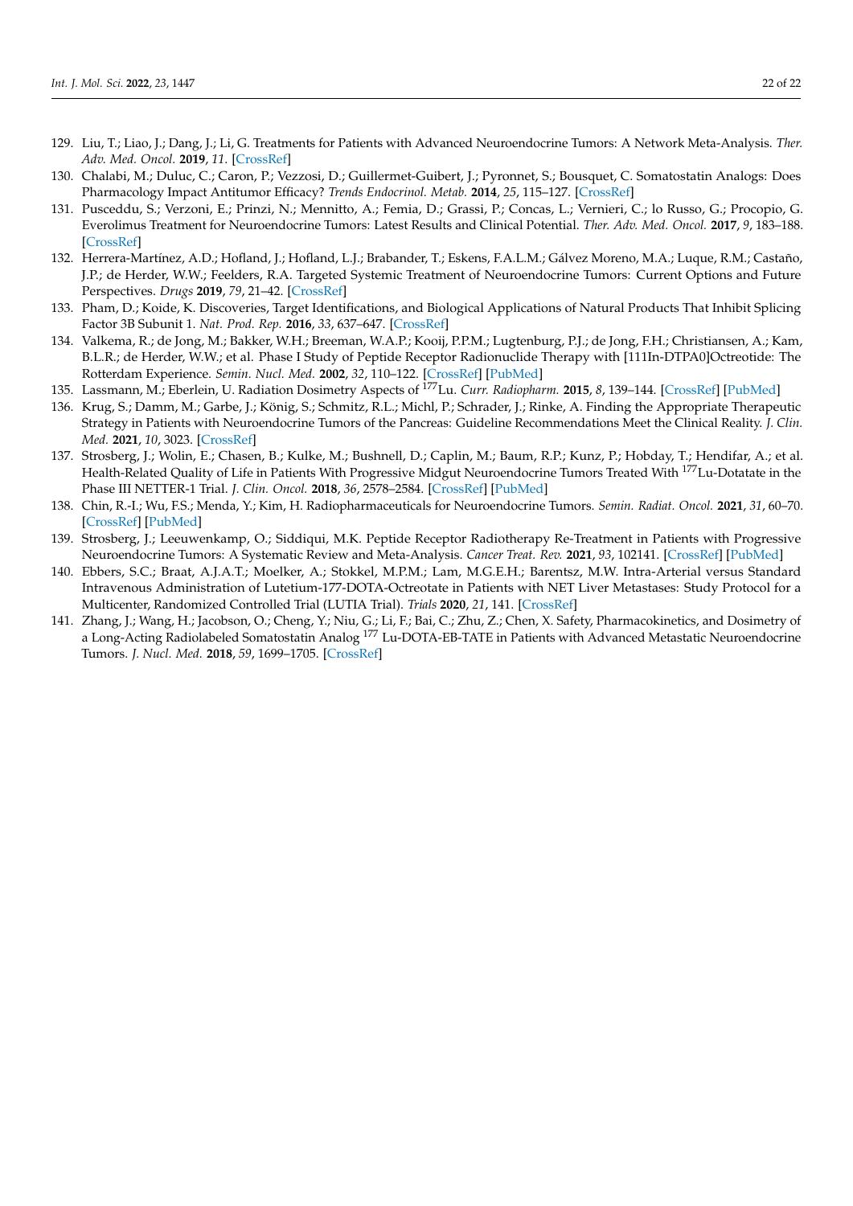129. Liu, T.; Liao, J.; Dang, J.; Li, G. Treatments for Patients with Advanced Neuroendocrine Tumors: A Network Meta-Analysis. *Ther. Adv. Med. Oncol.* **2019**, *11*. [CrossRef]
130. Chalabi, M.; Duluc, C.; Caron, P.; Vezzosi, D.; Guillermet-Guibert, J.; Pyronnet, S.; Bousquet, C. Somatostatin Analogs: Does Pharmacology Impact Antitumor Efficacy? *Trends Endocrinol. Metab.* **2014**, *25*, 115–127. [CrossRef]
131. Pusceddu, S.; Verzoni, E.; Prinzi, N.; Mennitto, A.; Femia, D.; Grassi, P.; Concas, L.; Vernieri, C.; lo Russo, G.; Procopio, G. Everolimus Treatment for Neuroendocrine Tumors: Latest Results and Clinical Potential. *Ther. Adv. Med. Oncol.* **2017**, *9*, 183–188. [CrossRef]
132. Herrera-Martínez, A.D.; Hofland, J.; Hofland, L.J.; Brabander, T.; Eskens, F.A.L.M.; Gálvez Moreno, M.A.; Luque, R.M.; Castaño, J.P.; de Herder, W.W.; Feelders, R.A. Targeted Systemic Treatment of Neuroendocrine Tumors: Current Options and Future Perspectives. *Drugs* **2019**, *79*, 21–42. [CrossRef]
133. Pham, D.; Koide, K. Discoveries, Target Identifications, and Biological Applications of Natural Products That Inhibit Splicing Factor 3B Subunit 1. *Nat. Prod. Rep.* **2016**, *33*, 637–647. [CrossRef]
134. Valkema, R.; de Jong, M.; Bakker, W.H.; Breeman, W.A.P.; Kooij, P.P.M.; Lugtenburg, P.J.; de Jong, F.H.; Christiansen, A.; Kam, B.L.R.; de Herder, W.W.; et al. Phase I Study of Peptide Receptor Radionuclide Therapy with [111In-DTPA0]Octreotide: The Rotterdam Experience. *Semin. Nucl. Med.* **2002**, *32*, 110–122. [CrossRef] [PubMed]
135. Lassmann, M.; Eberlein, U. Radiation Dosimetry Aspects of $^{177}$Lu. *Curr. Radiopharm.* **2015**, *8*, 139–144. [CrossRef] [PubMed]
136. Krug, S.; Damm, M.; Garbe, J.; König, S.; Schmitz, R.L.; Michl, P.; Schrader, J.; Rinke, A. Finding the Appropriate Therapeutic Strategy in Patients with Neuroendocrine Tumors of the Pancreas: Guideline Recommendations Meet the Clinical Reality. *J. Clin. Med.* **2021**, *10*, 3023. [CrossRef]
137. Strosberg, J.; Wolin, E.; Chasen, B.; Kulke, M.; Bushnell, D.; Caplin, M.; Baum, R.P.; Kunz, P.; Hobday, T.; Hendifar, A.; et al. Health-Related Quality of Life in Patients With Progressive Midgut Neuroendocrine Tumors Treated With $^{177}$Lu-Dotatate in the Phase III NETTER-1 Trial. *J. Clin. Oncol.* **2018**, *36*, 2578–2584. [CrossRef] [PubMed]
138. Chin, R.-I.; Wu, F.S.; Menda, Y.; Kim, H. Radiopharmaceuticals for Neuroendocrine Tumors. *Semin. Radiat. Oncol.* **2021**, *31*, 60–70. [CrossRef] [PubMed]
139. Strosberg, J.; Leeuwenkamp, O.; Siddiqui, M.K. Peptide Receptor Radiotherapy Re-Treatment in Patients with Progressive Neuroendocrine Tumors: A Systematic Review and Meta-Analysis. *Cancer Treat. Rev.* **2021**, *93*, 102141. [CrossRef] [PubMed]
140. Ebbers, S.C.; Braat, A.J.A.T.; Moelker, A.; Stokkel, M.P.M.; Lam, M.G.E.H.; Barentsz, M.W. Intra-Arterial versus Standard Intravenous Administration of Lutetium-177-DOTA-Octreotate in Patients with NET Liver Metastases: Study Protocol for a Multicenter, Randomized Controlled Trial (LUTIA Trial). *Trials* **2020**, *21*, 141. [CrossRef]
141. Zhang, J.; Wang, H.; Jacobson, O.; Cheng, Y.; Niu, G.; Li, F.; Bai, C.; Zhu, Z.; Chen, X. Safety, Pharmacokinetics, and Dosimetry of a Long-Acting Radiolabeled Somatostatin Analog $^{177}$ Lu-DOTA-EB-TATE in Patients with Advanced Metastatic Neuroendocrine Tumors. *J. Nucl. Med.* **2018**, *59*, 1699–1705. [CrossRef]